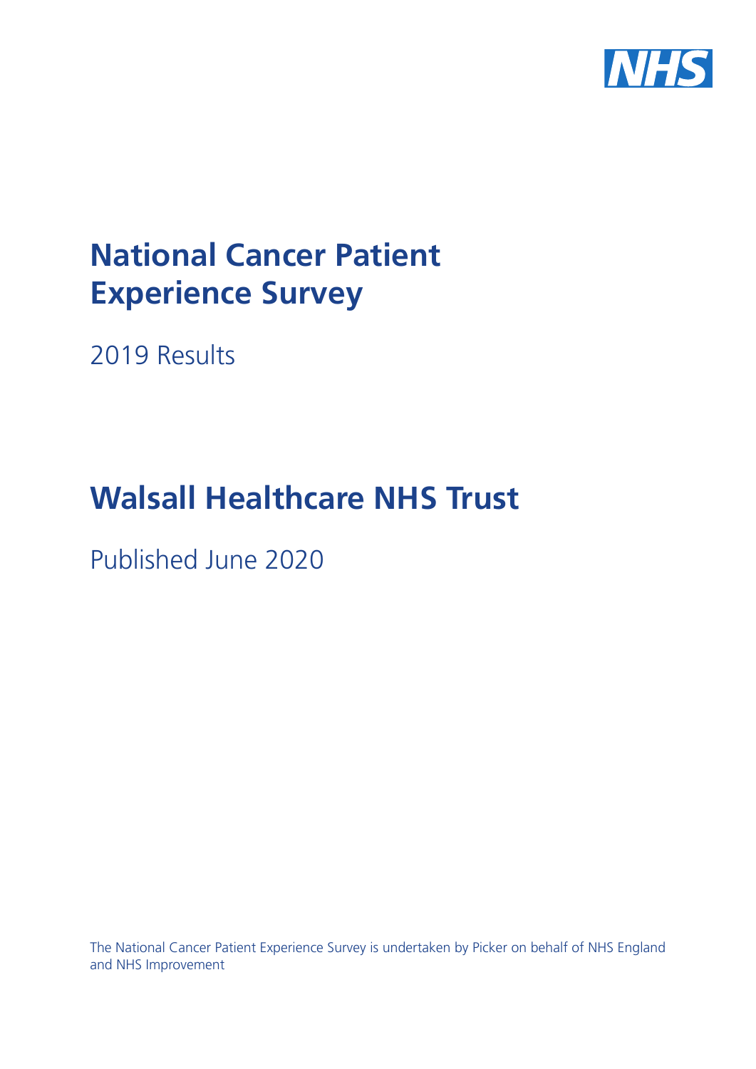NHS

# National Cancer Patient Experience Survey

2019 Results

# Walsall Healthcare NHS Trust

Published June 2020

The National Cancer Patient Experience Survey is undertaken by Picker on behalf of NHS England and NHS Improvement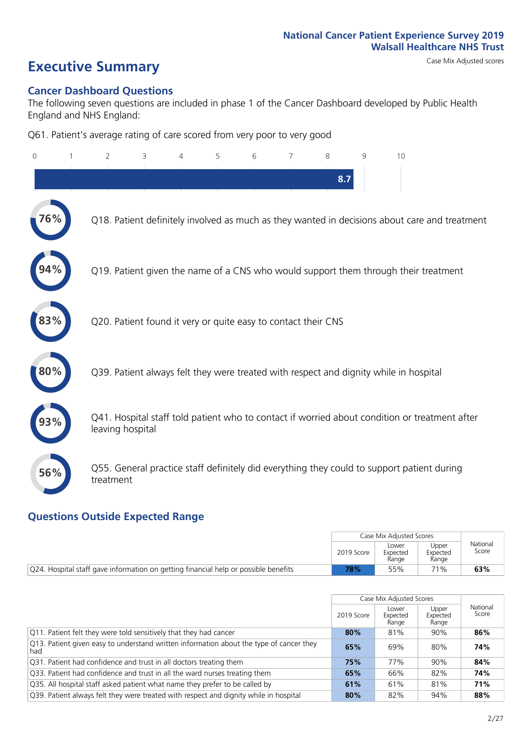# Executive Summary

Case Mix Adjusted scores

## Cancer Dashboard Questions

The following seven questions are included in phase 1 of the Cancer Dashboard developed by Public Health England and NHS England:

Q61. Patient's average rating of care scored from very poor to very good

8.7

- **76%** Q18. Patient definitely involved as much as they wanted in decisions about care and treatment
- **94%** Q19. Patient given the name of a CNS who would support them through their treatment
- **83%** Q20. Patient found it very or quite easy to contact their CNS
- **80%** Q39. Patient always felt they were treated with respect and dignity while in hospital
- **93%** Q41. Hospital staff told patient who to contact if worried about condition or treatment after leaving hospital
- **56%** Q55. General practice staff definitely did everything they could to support patient during treatment

## Questions Outside Expected Range

| | Case Mix Adjusted Scores | | | National Score |
|---|---|---|---|---|
| | 2019 Score | Lower Expected Range | Upper Expected Range | |
| Q24. Hospital staff gave information on getting financial help or possible benefits | **78%** | 55% | 71% | **63%** |

| | Case Mix Adjusted Scores | | | National Score |
|---|---|---|---|---|
| | 2019 Score | Lower Expected Range | Upper Expected Range | |
| Q11. Patient felt they were told sensitively that they had cancer | **80%** | 81% | 90% | **86%** |
| Q13. Patient given easy to understand written information about the type of cancer they had | **65%** | 69% | 80% | **74%** |
| Q31. Patient had confidence and trust in all doctors treating them | **75%** | 77% | 90% | **84%** |
| Q33. Patient had confidence and trust in all the ward nurses treating them | **65%** | 66% | 82% | **74%** |
| Q35. All hospital staff asked patient what name they prefer to be called by | **61%** | 61% | 81% | **71%** |
| Q39. Patient always felt they were treated with respect and dignity while in hospital | **80%** | 82% | 94% | **88%** |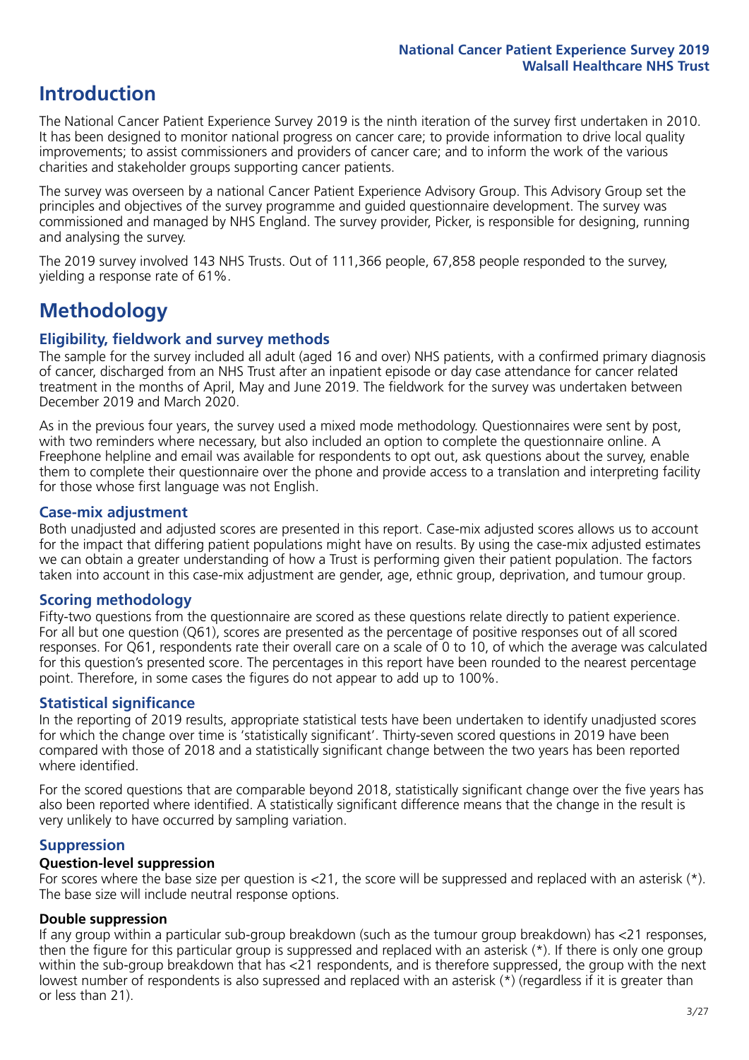# Introduction

The National Cancer Patient Experience Survey 2019 is the ninth iteration of the survey first undertaken in 2010. It has been designed to monitor national progress on cancer care; to provide information to drive local quality improvements; to assist commissioners and providers of cancer care; and to inform the work of the various charities and stakeholder groups supporting cancer patients.

The survey was overseen by a national Cancer Patient Experience Advisory Group. This Advisory Group set the principles and objectives of the survey programme and guided questionnaire development. The survey was commissioned and managed by NHS England. The survey provider, Picker, is responsible for designing, running and analysing the survey.

The 2019 survey involved 143 NHS Trusts. Out of 111,366 people, 67,858 people responded to the survey, yielding a response rate of 61%.

# Methodology

## Eligibility, fieldwork and survey methods

The sample for the survey included all adult (aged 16 and over) NHS patients, with a confirmed primary diagnosis of cancer, discharged from an NHS Trust after an inpatient episode or day case attendance for cancer related treatment in the months of April, May and June 2019. The fieldwork for the survey was undertaken between December 2019 and March 2020.

As in the previous four years, the survey used a mixed mode methodology. Questionnaires were sent by post, with two reminders where necessary, but also included an option to complete the questionnaire online. A Freephone helpline and email was available for respondents to opt out, ask questions about the survey, enable them to complete their questionnaire over the phone and provide access to a translation and interpreting facility for those whose first language was not English.

## Case-mix adjustment

Both unadjusted and adjusted scores are presented in this report. Case-mix adjusted scores allows us to account for the impact that differing patient populations might have on results. By using the case-mix adjusted estimates we can obtain a greater understanding of how a Trust is performing given their patient population. The factors taken into account in this case-mix adjustment are gender, age, ethnic group, deprivation, and tumour group.

## Scoring methodology

Fifty-two questions from the questionnaire are scored as these questions relate directly to patient experience. For all but one question (Q61), scores are presented as the percentage of positive responses out of all scored responses. For Q61, respondents rate their overall care on a scale of 0 to 10, of which the average was calculated for this question's presented score. The percentages in this report have been rounded to the nearest percentage point. Therefore, in some cases the figures do not appear to add up to 100%.

## Statistical significance

In the reporting of 2019 results, appropriate statistical tests have been undertaken to identify unadjusted scores for which the change over time is 'statistically significant'. Thirty-seven scored questions in 2019 have been compared with those of 2018 and a statistically significant change between the two years has been reported where identified.

For the scored questions that are comparable beyond 2018, statistically significant change over the five years has also been reported where identified. A statistically significant difference means that the change in the result is very unlikely to have occurred by sampling variation.

## Suppression

### Question-level suppression

For scores where the base size per question is <21, the score will be suppressed and replaced with an asterisk (*). The base size will include neutral response options.

### Double suppression

If any group within a particular sub-group breakdown (such as the tumour group breakdown) has <21 responses, then the figure for this particular group is suppressed and replaced with an asterisk (*). If there is only one group within the sub-group breakdown that has <21 respondents, and is therefore suppressed, the group with the next lowest number of respondents is also supressed and replaced with an asterisk (*) (regardless if it is greater than or less than 21).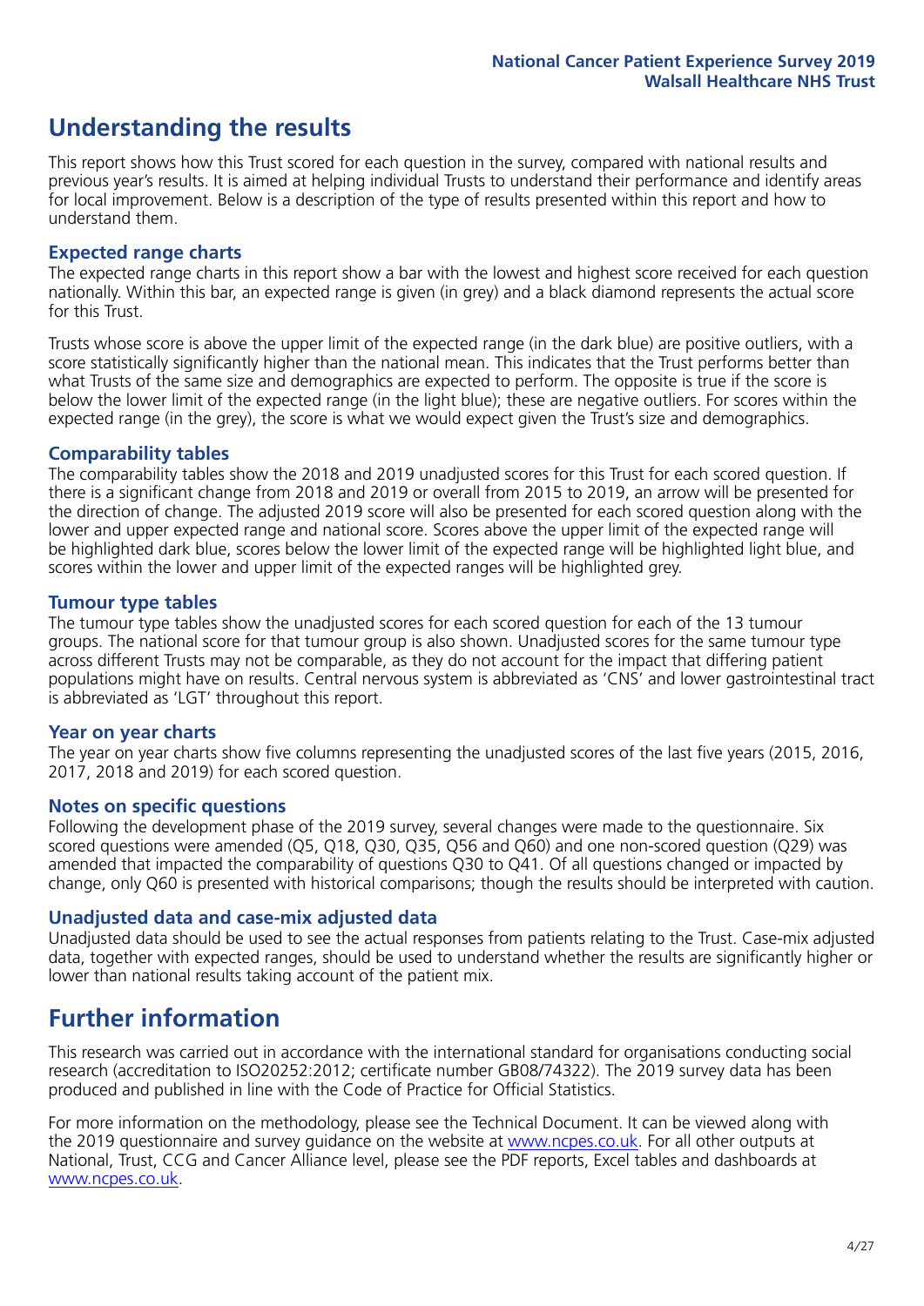## Understanding the results

This report shows how this Trust scored for each question in the survey, compared with national results and previous year's results. It is aimed at helping individual Trusts to understand their performance and identify areas for local improvement. Below is a description of the type of results presented within this report and how to understand them.

### Expected range charts

The expected range charts in this report show a bar with the lowest and highest score received for each question nationally. Within this bar, an expected range is given (in grey) and a black diamond represents the actual score for this Trust.

Trusts whose score is above the upper limit of the expected range (in the dark blue) are positive outliers, with a score statistically significantly higher than the national mean. This indicates that the Trust performs better than what Trusts of the same size and demographics are expected to perform. The opposite is true if the score is below the lower limit of the expected range (in the light blue); these are negative outliers. For scores within the expected range (in the grey), the score is what we would expect given the Trust's size and demographics.

### Comparability tables

The comparability tables show the 2018 and 2019 unadjusted scores for this Trust for each scored question. If there is a significant change from 2018 and 2019 or overall from 2015 to 2019, an arrow will be presented for the direction of change. The adjusted 2019 score will also be presented for each scored question along with the lower and upper expected range and national score. Scores above the upper limit of the expected range will be highlighted dark blue, scores below the lower limit of the expected range will be highlighted light blue, and scores within the lower and upper limit of the expected ranges will be highlighted grey.

### Tumour type tables

The tumour type tables show the unadjusted scores for each scored question for each of the 13 tumour groups. The national score for that tumour group is also shown. Unadjusted scores for the same tumour type across different Trusts may not be comparable, as they do not account for the impact that differing patient populations might have on results. Central nervous system is abbreviated as 'CNS' and lower gastrointestinal tract is abbreviated as 'LGT' throughout this report.

### Year on year charts

The year on year charts show five columns representing the unadjusted scores of the last five years (2015, 2016, 2017, 2018 and 2019) for each scored question.

### Notes on specific questions

Following the development phase of the 2019 survey, several changes were made to the questionnaire. Six scored questions were amended (Q5, Q18, Q30, Q35, Q56 and Q60) and one non-scored question (Q29) was amended that impacted the comparability of questions Q30 to Q41. Of all questions changed or impacted by change, only Q60 is presented with historical comparisons; though the results should be interpreted with caution.

### Unadjusted data and case-mix adjusted data

Unadjusted data should be used to see the actual responses from patients relating to the Trust. Case-mix adjusted data, together with expected ranges, should be used to understand whether the results are significantly higher or lower than national results taking account of the patient mix.

## Further information

This research was carried out in accordance with the international standard for organisations conducting social research (accreditation to ISO20252:2012; certificate number GB08/74322). The 2019 survey data has been produced and published in line with the Code of Practice for Official Statistics.

For more information on the methodology, please see the Technical Document. It can be viewed along with the 2019 questionnaire and survey guidance on the website at www.ncpes.co.uk. For all other outputs at National, Trust, CCG and Cancer Alliance level, please see the PDF reports, Excel tables and dashboards at www.ncpes.co.uk.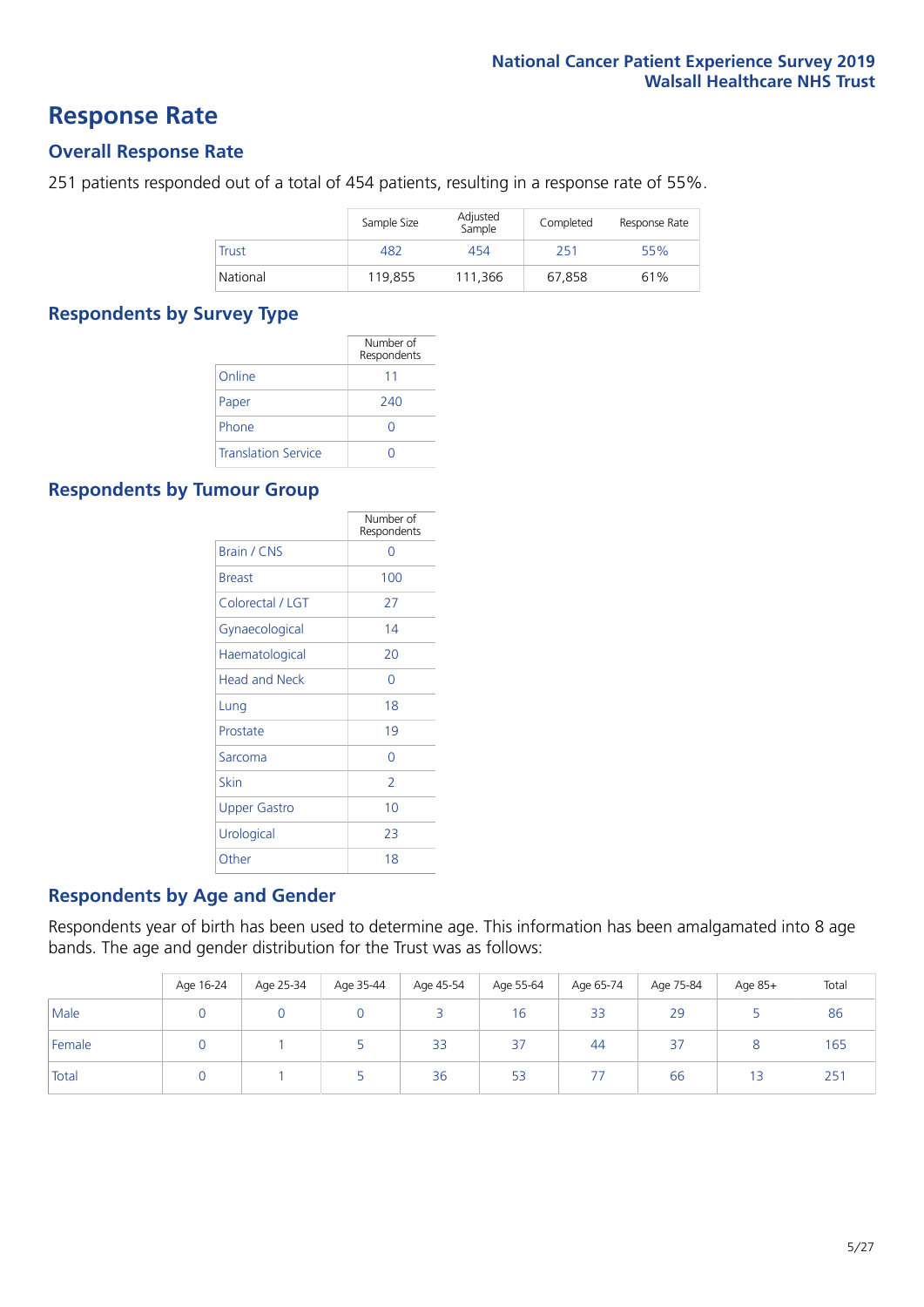# Response Rate

## Overall Response Rate

251 patients responded out of a total of 454 patients, resulting in a response rate of 55%.

| | Sample Size | Adjusted Sample | Completed | Response Rate |
|---|---|---|---|---|
| Trust | 482 | 454 | 251 | 55% |
| National | 119,855 | 111,366 | 67,858 | 61% |

## Respondents by Survey Type

| | Number of Respondents |
|---|---|
| Online | 11 |
| Paper | 240 |
| Phone | 0 |
| Translation Service | 0 |

## Respondents by Tumour Group

| | Number of Respondents |
|---|---|
| Brain / CNS | 0 |
| Breast | 100 |
| Colorectal / LGT | 27 |
| Gynaecological | 14 |
| Haematological | 20 |
| Head and Neck | 0 |
| Lung | 18 |
| Prostate | 19 |
| Sarcoma | 0 |
| Skin | 2 |
| Upper Gastro | 10 |
| Urological | 23 |
| Other | 18 |

## Respondents by Age and Gender

Respondents year of birth has been used to determine age. This information has been amalgamated into 8 age bands. The age and gender distribution for the Trust was as follows:

| | Age 16-24 | Age 25-34 | Age 35-44 | Age 45-54 | Age 55-64 | Age 65-74 | Age 75-84 | Age 85+ | Total |
|---|---|---|---|---|---|---|---|---|---|
| Male | 0 | 0 | 0 | 3 | 16 | 33 | 29 | 5 | 86 |
| Female | 0 | 1 | 5 | 33 | 37 | 44 | 37 | 8 | 165 |
| Total | 0 | 1 | 5 | 36 | 53 | 77 | 66 | 13 | 251 |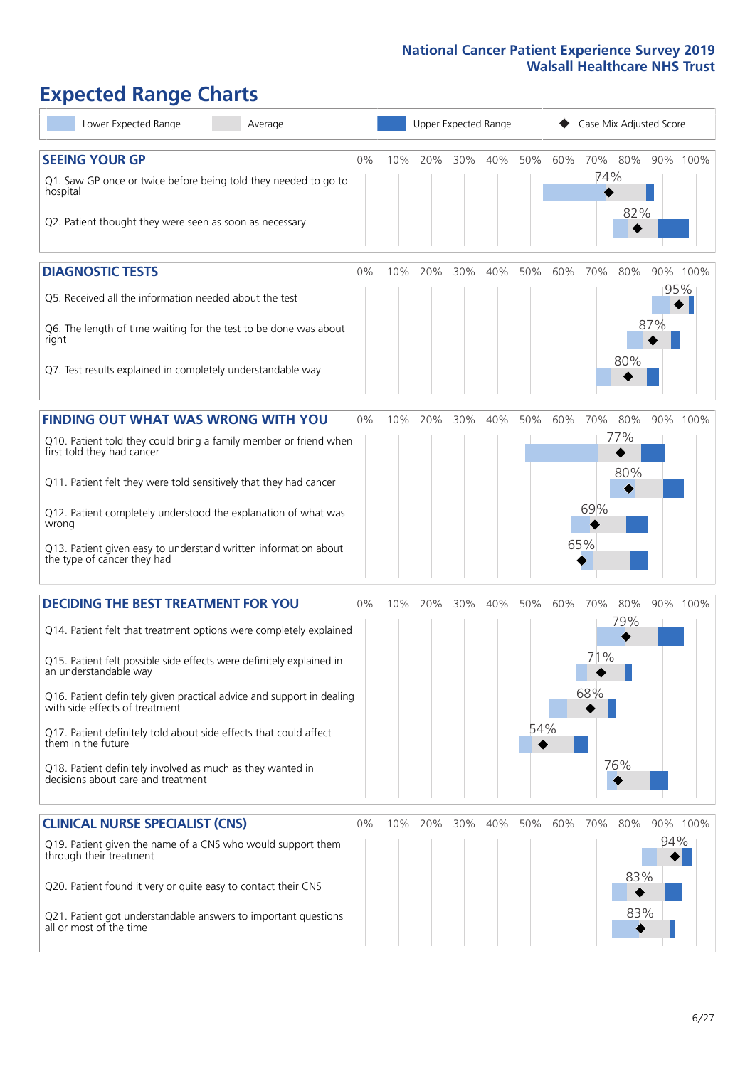# Expected Range Charts

Lower Expected Range | Average | Upper Expected Range | Case Mix Adjusted Score

## SEEING YOUR GP

| Question | Case Mix Adjusted Score |
|---|---|
| Q1. Saw GP once or twice before being told they needed to go to hospital | 74% |
| Q2. Patient thought they were seen as soon as necessary | 82% |

## DIAGNOSTIC TESTS

| Question | Case Mix Adjusted Score |
|---|---|
| Q5. Received all the information needed about the test | 95% |
| Q6. The length of time waiting for the test to be done was about right | 87% |
| Q7. Test results explained in completely understandable way | 80% |

## FINDING OUT WHAT WAS WRONG WITH YOU

| Question | Case Mix Adjusted Score |
|---|---|
| Q10. Patient told they could bring a family member or friend when first told they had cancer | 77% |
| Q11. Patient felt they were told sensitively that they had cancer | 80% |
| Q12. Patient completely understood the explanation of what was wrong | 69% |
| Q13. Patient given easy to understand written information about the type of cancer they had | 65% |

## DECIDING THE BEST TREATMENT FOR YOU

| Question | Case Mix Adjusted Score |
|---|---|
| Q14. Patient felt that treatment options were completely explained | 79% |
| Q15. Patient felt possible side effects were definitely explained in an understandable way | 71% |
| Q16. Patient definitely given practical advice and support in dealing with side effects of treatment | 68% |
| Q17. Patient definitely told about side effects that could affect them in the future | 54% |
| Q18. Patient definitely involved as much as they wanted in decisions about care and treatment | 76% |

## CLINICAL NURSE SPECIALIST (CNS)

| Question | Case Mix Adjusted Score |
|---|---|
| Q19. Patient given the name of a CNS who would support them through their treatment | 94% |
| Q20. Patient found it very or quite easy to contact their CNS | 83% |
| Q21. Patient got understandable answers to important questions all or most of the time | 83% |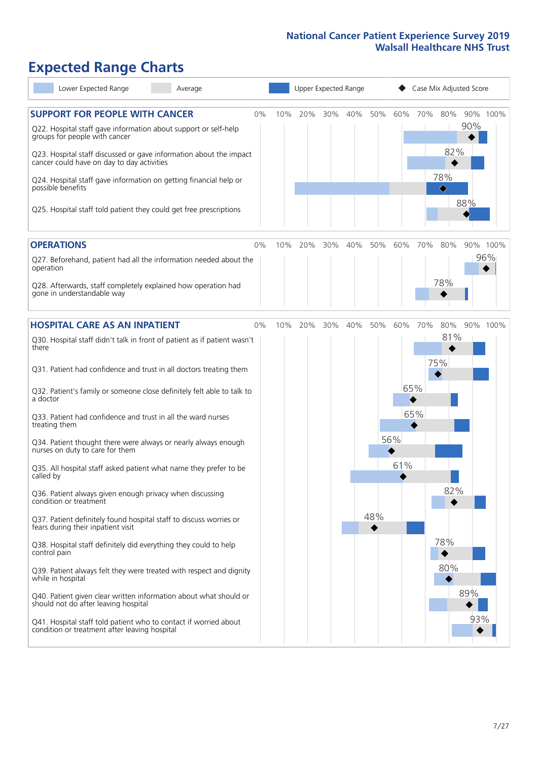# Expected Range Charts

Legend: Lower Expected Range | Average | Upper Expected Range | Case Mix Adjusted Score

## SUPPORT FOR PEOPLE WITH CANCER

| Question | Case Mix Adjusted Score |
|---|---|
| Q22. Hospital staff gave information about support or self-help groups for people with cancer | 90% |
| Q23. Hospital staff discussed or gave information about the impact cancer could have on day to day activities | 82% |
| Q24. Hospital staff gave information on getting financial help or possible benefits | 78% |
| Q25. Hospital staff told patient they could get free prescriptions | 88% |

## OPERATIONS

| Question | Case Mix Adjusted Score |
|---|---|
| Q27. Beforehand, patient had all the information needed about the operation | 96% |
| Q28. Afterwards, staff completely explained how operation had gone in understandable way | 78% |

## HOSPITAL CARE AS AN INPATIENT

| Question | Case Mix Adjusted Score |
|---|---|
| Q30. Hospital staff didn't talk in front of patient as if patient wasn't there | 81% |
| Q31. Patient had confidence and trust in all doctors treating them | 75% |
| Q32. Patient's family or someone close definitely felt able to talk to a doctor | 65% |
| Q33. Patient had confidence and trust in all the ward nurses treating them | 65% |
| Q34. Patient thought there were always or nearly always enough nurses on duty to care for them | 56% |
| Q35. All hospital staff asked patient what name they prefer to be called by | 61% |
| Q36. Patient always given enough privacy when discussing condition or treatment | 82% |
| Q37. Patient definitely found hospital staff to discuss worries or fears during their inpatient visit | 48% |
| Q38. Hospital staff definitely did everything they could to help control pain | 78% |
| Q39. Patient always felt they were treated with respect and dignity while in hospital | 80% |
| Q40. Patient given clear written information about what should or should not do after leaving hospital | 89% |
| Q41. Hospital staff told patient who to contact if worried about condition or treatment after leaving hospital | 93% |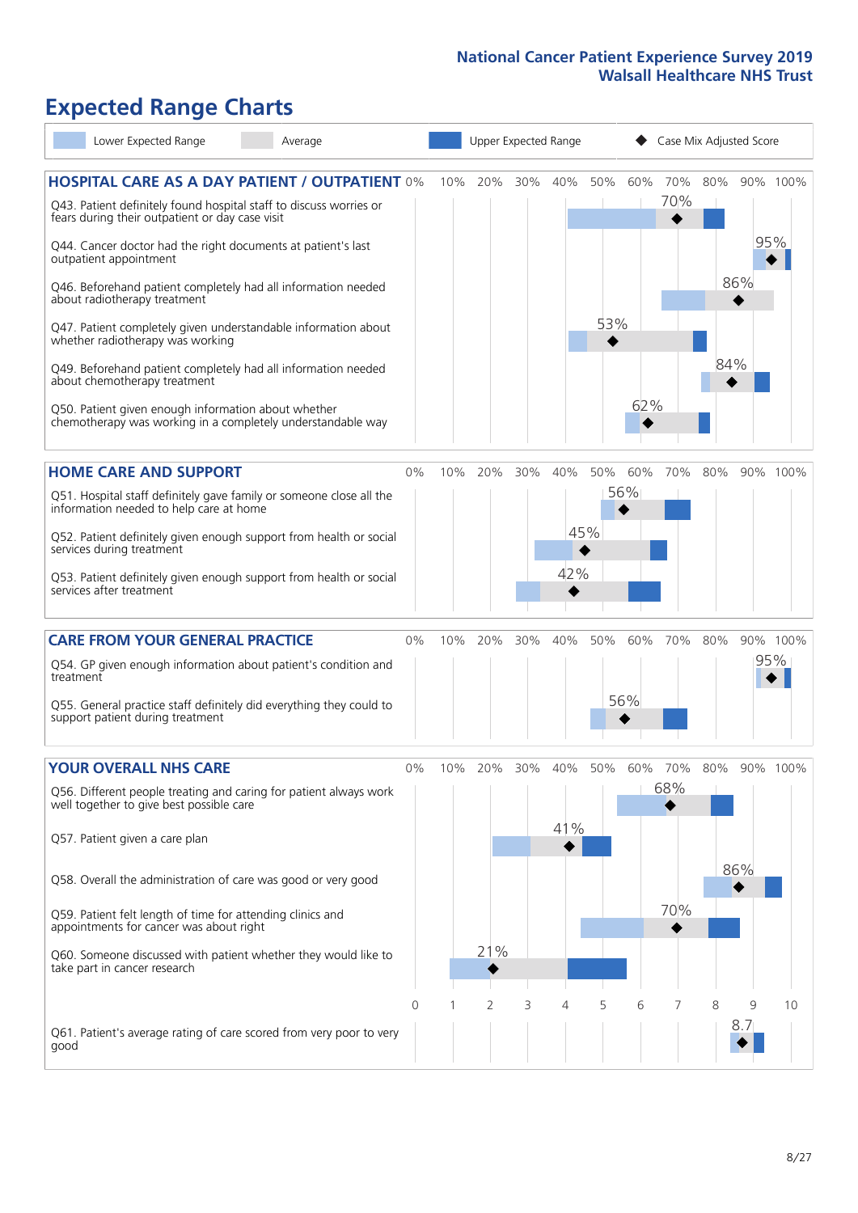# Expected Range Charts

Lower Expected Range | Average | Upper Expected Range | Case Mix Adjusted Score

## HOSPITAL CARE AS A DAY PATIENT / OUTPATIENT

| Question | Case Mix Adjusted Score |
|---|---|
| Q43. Patient definitely found hospital staff to discuss worries or fears during their outpatient or day case visit | 70% |
| Q44. Cancer doctor had the right documents at patient's last outpatient appointment | 95% |
| Q46. Beforehand patient completely had all information needed about radiotherapy treatment | 86% |
| Q47. Patient completely given understandable information about whether radiotherapy treatment was working | 53% |
| Q49. Beforehand patient completely had all information needed about chemotherapy treatment | 84% |
| Q50. Patient given enough information about whether chemotherapy was working in a completely understandable way | 62% |

## HOME CARE AND SUPPORT

| Question | Case Mix Adjusted Score |
|---|---|
| Q51. Hospital staff definitely gave family or someone close all the information needed to help care at home | 56% |
| Q52. Patient definitely given enough support from health or social services during treatment | 45% |
| Q53. Patient definitely given enough support from health or social services after treatment | 42% |

## CARE FROM YOUR GENERAL PRACTICE

| Question | Case Mix Adjusted Score |
|---|---|
| Q54. GP given enough information about patient's condition and treatment | 95% |
| Q55. General practice staff definitely did everything they could to support patient during treatment | 56% |

## YOUR OVERALL NHS CARE

| Question | Case Mix Adjusted Score |
|---|---|
| Q56. Different people treating and caring for patient always work well together to give best possible care | 68% |
| Q57. Patient given a care plan | 41% |
| Q58. Overall the administration of care was good or very good | 86% |
| Q59. Patient felt length of time for attending clinics and appointments for cancer was about right | 70% |
| Q60. Someone discussed with patient whether they would like to take part in cancer research | 21% |
| Q61. Patient's average rating of care scored from very poor to very good | 8.7 |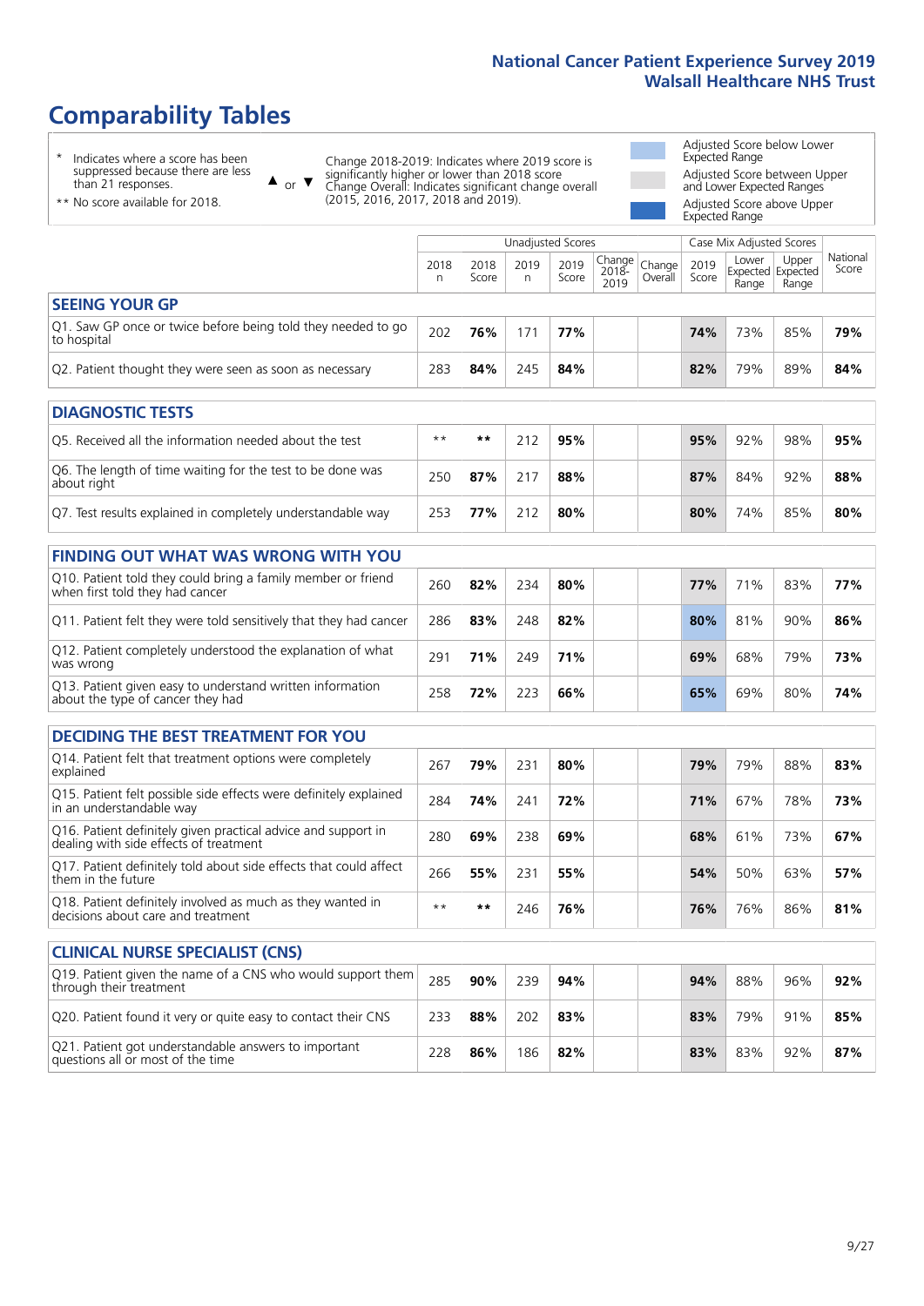# Comparability Tables

\* Indicates where a score has been suppressed because there are less than 21 responses.

\*\* No score available for 2018.

▲ or ▼ Change 2018-2019: Indicates where 2019 score is significantly higher or lower than 2018 score. Change Overall: Indicates significant change overall (2015, 2016, 2017, 2018 and 2019).

Adjusted Score below Lower Expected Range

Adjusted Score between Upper and Lower Expected Ranges

Adjusted Score above Upper Expected Range

| | Unadjusted Scores | | | | | | Case Mix Adjusted Scores | | | |
|---|---|---|---|---|---|---|---|---|---|---|
| | 2018 n | 2018 Score | 2019 n | 2019 Score | Change 2018-2019 | Change Overall | 2019 Score | Lower Expected Range | Upper Expected Range | National Score |
| **SEEING YOUR GP** | | | | | | | | | | |
| Q1. Saw GP once or twice before being told they needed to go to hospital | 202 | **76%** | 171 | **77%** | | | **74%** | 73% | 85% | **79%** |
| Q2. Patient thought they were seen as soon as necessary | 283 | **84%** | 245 | **84%** | | | **82%** | 79% | 89% | **84%** |
| **DIAGNOSTIC TESTS** | | | | | | | | | | |
| Q5. Received all the information needed about the test | ** | ** | 212 | **95%** | | | **95%** | 92% | 98% | **95%** |
| Q6. The length of time waiting for the test to be done was about right | 250 | **87%** | 217 | **88%** | | | **87%** | 84% | 92% | **88%** |
| Q7. Test results explained in completely understandable way | 253 | **77%** | 212 | **80%** | | | **80%** | 74% | 85% | **80%** |
| **FINDING OUT WHAT WAS WRONG WITH YOU** | | | | | | | | | | |
| Q10. Patient told they could bring a family member or friend when first told they had cancer | 260 | **82%** | 234 | **80%** | | | **77%** | 71% | 83% | **77%** |
| Q11. Patient felt they were told sensitively that they had cancer | 286 | **83%** | 248 | **82%** | | | **80%** | 81% | 90% | **86%** |
| Q12. Patient completely understood the explanation of what was wrong | 291 | **71%** | 249 | **71%** | | | **69%** | 68% | 79% | **73%** |
| Q13. Patient given easy to understand written information about the type of cancer they had | 258 | **72%** | 223 | **66%** | | | **65%** | 69% | 80% | **74%** |
| **DECIDING THE BEST TREATMENT FOR YOU** | | | | | | | | | | |
| Q14. Patient felt that treatment options were completely explained | 267 | **79%** | 231 | **80%** | | | **79%** | 79% | 88% | **83%** |
| Q15. Patient felt possible side effects were definitely explained in an understandable way | 284 | **74%** | 241 | **72%** | | | **71%** | 67% | 78% | **73%** |
| Q16. Patient definitely given practical advice and support in dealing with side effects of treatment | 280 | **69%** | 238 | **69%** | | | **68%** | 61% | 73% | **67%** |
| Q17. Patient definitely told about side effects that could affect them in the future | 266 | **55%** | 231 | **55%** | | | **54%** | 50% | 63% | **57%** |
| Q18. Patient definitely involved as much as they wanted in decisions about care and treatment | ** | ** | 246 | **76%** | | | **76%** | 76% | 86% | **81%** |
| **CLINICAL NURSE SPECIALIST (CNS)** | | | | | | | | | | |
| Q19. Patient given the name of a CNS who would support them through their treatment | 285 | **90%** | 239 | **94%** | | | **94%** | 88% | 96% | **92%** |
| Q20. Patient found it very or quite easy to contact their CNS | 233 | **88%** | 202 | **83%** | | | **83%** | 79% | 91% | **85%** |
| Q21. Patient got understandable answers to important questions all or most of the time | 228 | **86%** | 186 | **82%** | | | **83%** | 83% | 92% | **87%** |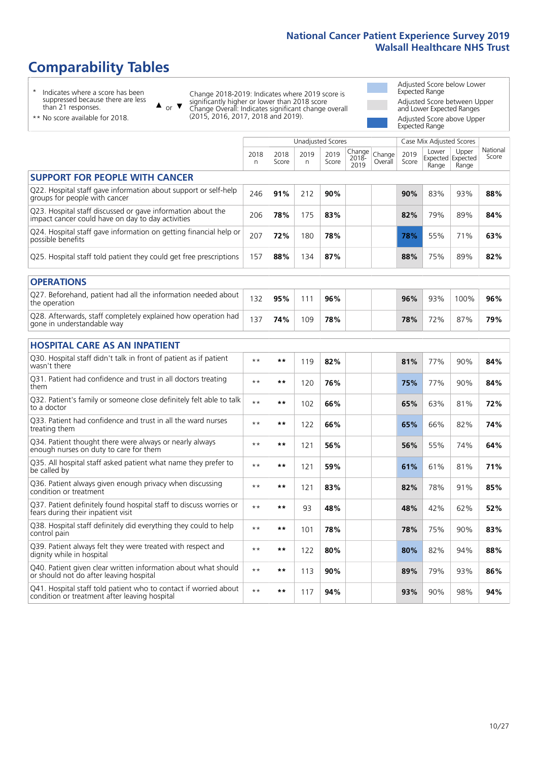# Comparability Tables

\* Indicates where a score has been suppressed because there are less than 21 responses.

\*\* No score available for 2018.

▲ or ▼ Change 2018-2019: Indicates where 2019 score is significantly higher or lower than 2018 score. Change Overall: Indicates significant change overall (2015, 2016, 2017, 2018 and 2019).

Adjusted Score below Lower Expected Range

Adjusted Score between Upper and Lower Expected Ranges

Adjusted Score above Upper Expected Range

| | Unadjusted Scores | | | | | | Case Mix Adjusted Scores | | | |
|---|---|---|---|---|---|---|---|---|---|---|
| | 2018 n | 2018 Score | 2019 n | 2019 Score | Change 2018-2019 | Change Overall | 2019 Score | Lower Expected Range | Upper Expected Range | National Score |
| **SUPPORT FOR PEOPLE WITH CANCER** | | | | | | | | | | |
| Q22. Hospital staff gave information about support or self-help groups for people with cancer | 246 | 91% | 212 | 90% | | | 90% | 83% | 93% | 88% |
| Q23. Hospital staff discussed or gave information about the impact cancer could have on day to day activities | 206 | 78% | 175 | 83% | | | 82% | 79% | 89% | 84% |
| Q24. Hospital staff gave information on getting financial help or possible benefits | 207 | 72% | 180 | 78% | | | 78% | 55% | 71% | 63% |
| Q25. Hospital staff told patient they could get free prescriptions | 157 | 88% | 134 | 87% | | | 88% | 75% | 89% | 82% |
| **OPERATIONS** | | | | | | | | | | |
| Q27. Beforehand, patient had all the information needed about the operation | 132 | 95% | 111 | 96% | | | 96% | 93% | 100% | 96% |
| Q28. Afterwards, staff completely explained how operation had gone in understandable way | 137 | 74% | 109 | 78% | | | 78% | 72% | 87% | 79% |
| **HOSPITAL CARE AS AN INPATIENT** | | | | | | | | | | |
| Q30. Hospital staff didn't talk in front of patient as if patient wasn't there | ** | ** | 119 | 82% | | | 81% | 77% | 90% | 84% |
| Q31. Patient had confidence and trust in all doctors treating them | ** | ** | 120 | 76% | | | 75% | 77% | 90% | 84% |
| Q32. Patient's family or someone close definitely felt able to talk to a doctor | ** | ** | 102 | 66% | | | 65% | 63% | 81% | 72% |
| Q33. Patient had confidence and trust in all the ward nurses treating them | ** | ** | 122 | 66% | | | 65% | 66% | 82% | 74% |
| Q34. Patient thought there were always or nearly always enough nurses on duty to care for them | ** | ** | 121 | 56% | | | 56% | 55% | 74% | 64% |
| Q35. All hospital staff asked patient what name they prefer to be called by | ** | ** | 121 | 59% | | | 61% | 61% | 81% | 71% |
| Q36. Patient always given enough privacy when discussing condition or treatment | ** | ** | 121 | 83% | | | 82% | 78% | 91% | 85% |
| Q37. Patient definitely found hospital staff to discuss worries or fears during their inpatient visit | ** | ** | 93 | 48% | | | 48% | 42% | 62% | 52% |
| Q38. Hospital staff definitely did everything they could to help control pain | ** | ** | 101 | 78% | | | 78% | 75% | 90% | 83% |
| Q39. Patient always felt they were treated with respect and dignity while in hospital | ** | ** | 122 | 80% | | | 80% | 82% | 94% | 88% |
| Q40. Patient given clear written information about what should or should not do after leaving hospital | ** | ** | 113 | 90% | | | 89% | 79% | 93% | 86% |
| Q41. Hospital staff told patient who to contact if worried about condition or treatment after leaving hospital | ** | ** | 117 | 94% | | | 93% | 90% | 98% | 94% |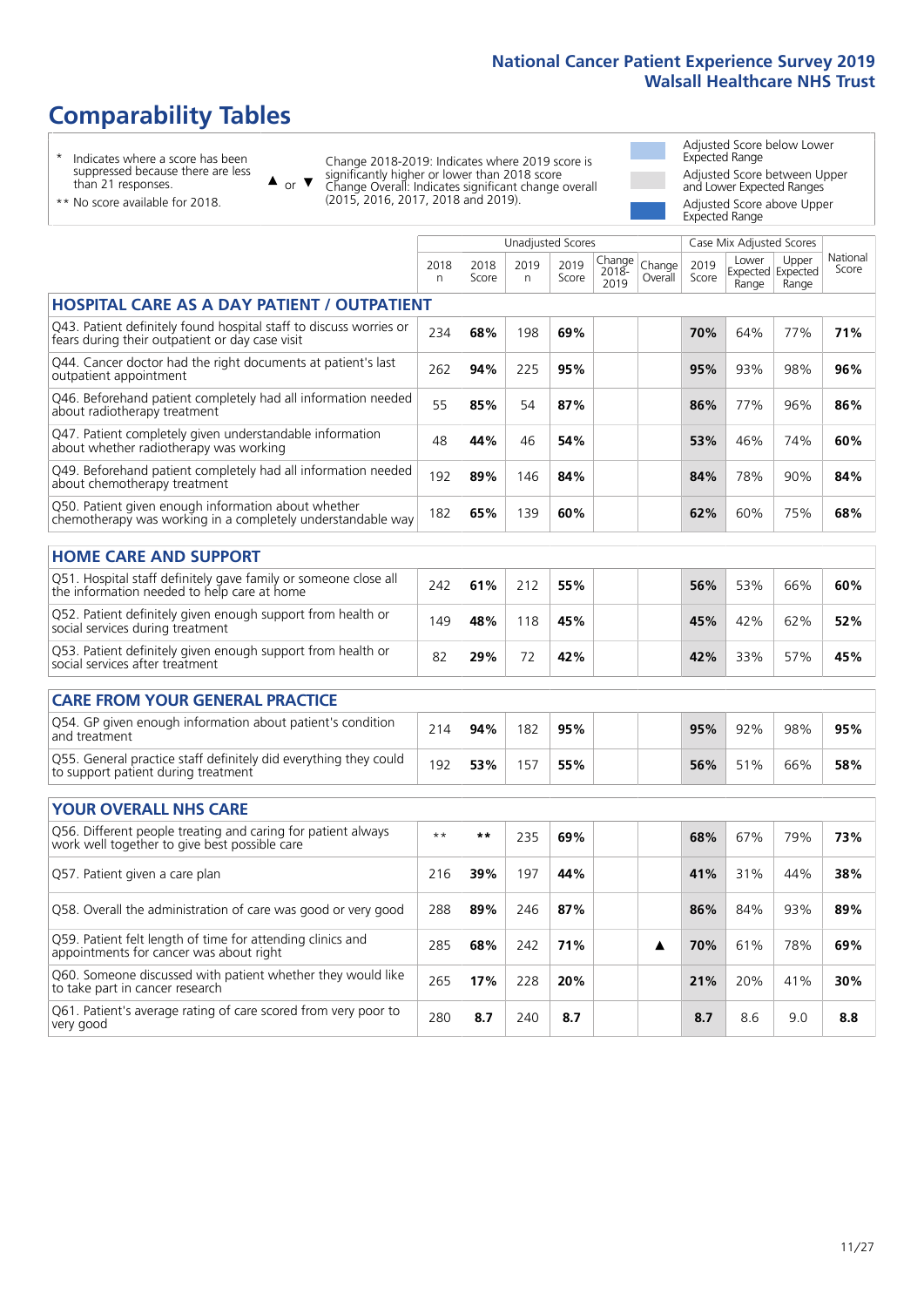# Comparability Tables

\* Indicates where a score has been suppressed because there are less than 21 responses.

** No score available for 2018.

▲ or ▼ Change 2018-2019: Indicates where 2019 score is significantly higher or lower than 2018 score. Change Overall: Indicates significant change overall (2015, 2016, 2017, 2018 and 2019).

Adjusted Score below Lower Expected Range

Adjusted Score between Upper and Lower Expected Ranges

Adjusted Score above Upper Expected Range

| | Unadjusted Scores | | | | | | Case Mix Adjusted Scores | | | |
|---|---|---|---|---|---|---|---|---|---|---|
| | 2018 n | 2018 Score | 2019 n | 2019 Score | Change 2018-2019 | Change Overall | 2019 Score | Lower Expected Range | Upper Expected Range | National Score |
| **HOSPITAL CARE AS A DAY PATIENT / OUTPATIENT** | | | | | | | | | | |
| Q43. Patient definitely found hospital staff to discuss worries or fears during their outpatient or day case visit | 234 | **68%** | 198 | **69%** | | | **70%** | 64% | 77% | **71%** |
| Q44. Cancer doctor had the right documents at patient's last outpatient appointment | 262 | **94%** | 225 | **95%** | | | **95%** | 93% | 98% | **96%** |
| Q46. Beforehand patient completely had all information needed about radiotherapy treatment | 55 | **85%** | 54 | **87%** | | | **86%** | 77% | 96% | **86%** |
| Q47. Patient completely given understandable information about whether radiotherapy was working | 48 | **44%** | 46 | **54%** | | | **53%** | 46% | 74% | **60%** |
| Q49. Beforehand patient completely had all information needed about chemotherapy treatment | 192 | **89%** | 146 | **84%** | | | **84%** | 78% | 90% | **84%** |
| Q50. Patient given enough information about whether chemotherapy was working in a completely understandable way | 182 | **65%** | 139 | **60%** | | | **62%** | 60% | 75% | **68%** |
| **HOME CARE AND SUPPORT** | | | | | | | | | | |
| Q51. Hospital staff definitely gave family or someone close all the information needed to help care at home | 242 | **61%** | 212 | **55%** | | | **56%** | 53% | 66% | **60%** |
| Q52. Patient definitely given enough support from health or social services during treatment | 149 | **48%** | 118 | **45%** | | | **45%** | 42% | 62% | **52%** |
| Q53. Patient definitely given enough support from health or social services after treatment | 82 | **29%** | 72 | **42%** | | | **42%** | 33% | 57% | **45%** |
| **CARE FROM YOUR GENERAL PRACTICE** | | | | | | | | | | |
| Q54. GP given enough information about patient's condition and treatment | 214 | **94%** | 182 | **95%** | | | **95%** | 92% | 98% | **95%** |
| Q55. General practice staff definitely did everything they could to support patient during treatment | 192 | **53%** | 157 | **55%** | | | **56%** | 51% | 66% | **58%** |
| **YOUR OVERALL NHS CARE** | | | | | | | | | | |
| Q56. Different people treating and caring for patient always work well together to give best possible care | ** | ** | 235 | **69%** | | | **68%** | 67% | 79% | **73%** |
| Q57. Patient given a care plan | 216 | **39%** | 197 | **44%** | | | **41%** | 31% | 44% | **38%** |
| Q58. Overall the administration of care was good or very good | 288 | **89%** | 246 | **87%** | | | **86%** | 84% | 93% | **89%** |
| Q59. Patient felt length of time for attending clinics and appointments for cancer was about right | 285 | **68%** | 242 | **71%** | | ▲ | **70%** | 61% | 78% | **69%** |
| Q60. Someone discussed with patient whether they would like to take part in cancer research | 265 | **17%** | 228 | **20%** | | | **21%** | 20% | 41% | **30%** |
| Q61. Patient's average rating of care scored from very poor to very good | 280 | **8.7** | 240 | **8.7** | | | **8.7** | 8.6 | 9.0 | **8.8** |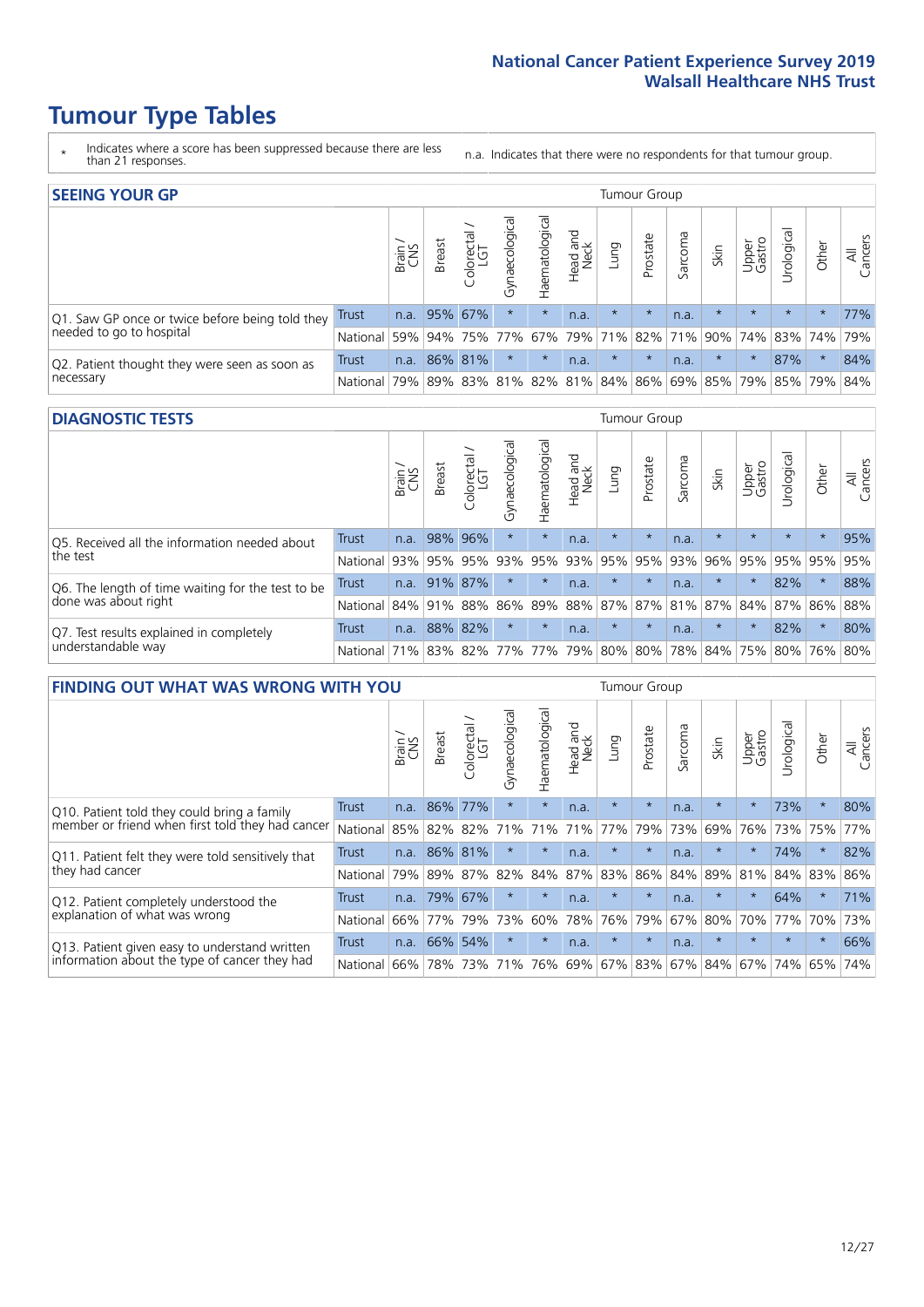# Tumour Type Tables

\* Indicates where a score has been suppressed because there are less than 21 responses.

n.a. Indicates that there were no respondents for that tumour group.

## SEEING YOUR GP

| | | Brain / CNS | Breast | Colorectal / LGT | Gynaecological | Haematological | Head and Neck | Lung | Prostate | Sarcoma | Skin | Upper Gastro | Urological | Other | All Cancers |
|---|---|---|---|---|---|---|---|---|---|---|---|---|---|---|---|
| Q1. Saw GP once or twice before being told they needed to go to hospital | Trust | n.a. | 95% | 67% | * | * | n.a. | * | * | n.a. | * | * | * | * | 77% |
| | National | 59% | 94% | 75% | 77% | 67% | 79% | 71% | 82% | 71% | 90% | 74% | 83% | 74% | 79% |
| Q2. Patient thought they were seen as soon as necessary | Trust | n.a. | 86% | 81% | * | * | n.a. | * | * | n.a. | * | * | 87% | * | 84% |
| | National | 79% | 89% | 83% | 81% | 82% | 81% | 84% | 86% | 69% | 85% | 79% | 85% | 79% | 84% |

## DIAGNOSTIC TESTS

| | | Brain / CNS | Breast | Colorectal / LGT | Gynaecological | Haematological | Head and Neck | Lung | Prostate | Sarcoma | Skin | Upper Gastro | Urological | Other | All Cancers |
|---|---|---|---|---|---|---|---|---|---|---|---|---|---|---|---|
| Q5. Received all the information needed about the test | Trust | n.a. | 98% | 96% | * | * | n.a. | * | * | n.a. | * | * | * | * | 95% |
| | National | 93% | 95% | 95% | 93% | 95% | 93% | 95% | 95% | 93% | 96% | 95% | 95% | 95% | 95% |
| Q6. The length of time waiting for the test to be done was about right | Trust | n.a. | 91% | 87% | * | * | n.a. | * | * | n.a. | * | * | 82% | * | 88% |
| | National | 84% | 91% | 88% | 86% | 89% | 88% | 87% | 87% | 81% | 87% | 84% | 87% | 86% | 88% |
| Q7. Test results explained in completely understandable way | Trust | n.a. | 88% | 82% | * | * | n.a. | * | * | n.a. | * | * | 82% | * | 80% |
| | National | 71% | 83% | 82% | 77% | 77% | 79% | 80% | 80% | 78% | 84% | 75% | 80% | 76% | 80% |

## FINDING OUT WHAT WAS WRONG WITH YOU

| | | Brain / CNS | Breast | Colorectal / LGT | Gynaecological | Haematological | Head and Neck | Lung | Prostate | Sarcoma | Skin | Upper Gastro | Urological | Other | All Cancers |
|---|---|---|---|---|---|---|---|---|---|---|---|---|---|---|---|
| Q10. Patient told they could bring a family member or friend when first told they had cancer | Trust | n.a. | 86% | 77% | * | * | n.a. | * | * | n.a. | * | * | 73% | * | 80% |
| | National | 85% | 82% | 82% | 71% | 71% | 71% | 77% | 79% | 73% | 69% | 76% | 73% | 75% | 77% |
| Q11. Patient felt they were told sensitively that they had cancer | Trust | n.a. | 86% | 81% | * | * | n.a. | * | * | n.a. | * | * | 74% | * | 82% |
| | National | 79% | 89% | 87% | 82% | 84% | 87% | 83% | 86% | 84% | 89% | 81% | 84% | 83% | 86% |
| Q12. Patient completely understood the explanation of what was wrong | Trust | n.a. | 79% | 67% | * | * | n.a. | * | * | n.a. | * | * | 64% | * | 71% |
| | National | 66% | 77% | 79% | 73% | 60% | 78% | 76% | 79% | 67% | 80% | 70% | 77% | 70% | 73% |
| Q13. Patient given easy to understand written information about the type of cancer they had | Trust | n.a. | 66% | 54% | * | * | n.a. | * | * | n.a. | * | * | * | * | 66% |
| | National | 66% | 78% | 73% | 71% | 76% | 69% | 67% | 83% | 67% | 84% | 67% | 74% | 65% | 74% |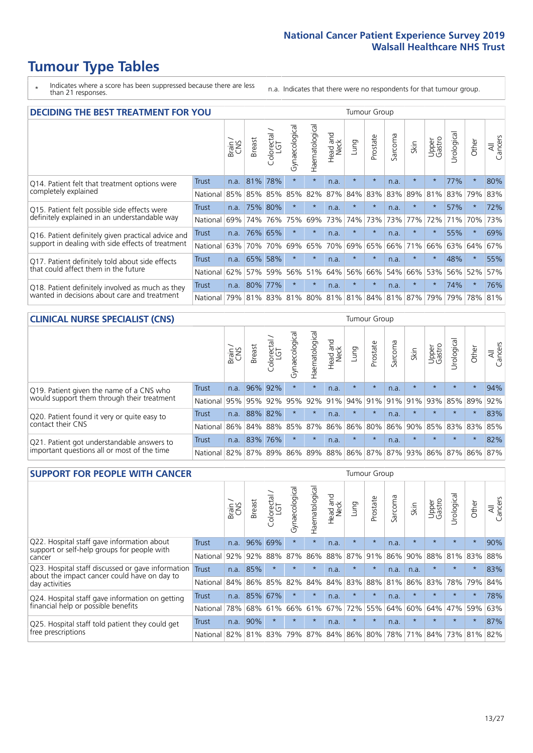# Tumour Type Tables

\* Indicates where a score has been suppressed because there are less than 21 responses.

n.a. Indicates that there were no respondents for that tumour group.

## DECIDING THE BEST TREATMENT FOR YOU

| | | Brain / CNS | Breast | Colorectal / LGT | Gynaecological | Haematological | Head and Neck | Lung | Prostate | Sarcoma | Skin | Upper Gastro | Urological | Other | All Cancers |
|---|---|---|---|---|---|---|---|---|---|---|---|---|---|---|---|
| Q14. Patient felt that treatment options were completely explained | Trust | n.a. | 81% | 78% | * | * | n.a. | * | * | n.a. | * | * | 77% | * | 80% |
| | National | 85% | 85% | 85% | 85% | 82% | 87% | 84% | 83% | 83% | 89% | 81% | 83% | 79% | 83% |
| Q15. Patient felt possible side effects were definitely explained in an understandable way | Trust | n.a. | 75% | 80% | * | * | n.a. | * | * | n.a. | * | * | 57% | * | 72% |
| | National | 69% | 74% | 76% | 75% | 69% | 73% | 74% | 73% | 73% | 77% | 72% | 71% | 70% | 73% |
| Q16. Patient definitely given practical advice and support in dealing with side effects of treatment | Trust | n.a. | 76% | 65% | * | * | n.a. | * | * | n.a. | * | * | 55% | * | 69% |
| | National | 63% | 70% | 70% | 69% | 65% | 70% | 69% | 65% | 66% | 71% | 66% | 63% | 64% | 67% |
| Q17. Patient definitely told about side effects that could affect them in the future | Trust | n.a. | 65% | 58% | * | * | n.a. | * | * | n.a. | * | * | 48% | * | 55% |
| | National | 62% | 57% | 59% | 56% | 51% | 64% | 56% | 66% | 54% | 66% | 53% | 56% | 52% | 57% |
| Q18. Patient definitely involved as much as they wanted in decisions about care and treatment | Trust | n.a. | 80% | 77% | * | * | n.a. | * | * | n.a. | * | * | 74% | * | 76% |
| | National | 79% | 81% | 83% | 81% | 80% | 81% | 81% | 84% | 81% | 87% | 79% | 79% | 78% | 81% |

## CLINICAL NURSE SPECIALIST (CNS)

| | | Brain / CNS | Breast | Colorectal / LGT | Gynaecological | Haematological | Head and Neck | Lung | Prostate | Sarcoma | Skin | Upper Gastro | Urological | Other | All Cancers |
|---|---|---|---|---|---|---|---|---|---|---|---|---|---|---|---|
| Q19. Patient given the name of a CNS who would support them through their treatment | Trust | n.a. | 96% | 92% | * | * | n.a. | * | * | n.a. | * | * | * | * | 94% |
| | National | 95% | 95% | 92% | 95% | 92% | 91% | 94% | 91% | 91% | 91% | 93% | 85% | 89% | 92% |
| Q20. Patient found it very or quite easy to contact their CNS | Trust | n.a. | 88% | 82% | * | * | n.a. | * | * | n.a. | * | * | * | * | 83% |
| | National | 86% | 84% | 88% | 85% | 87% | 86% | 86% | 80% | 86% | 90% | 85% | 83% | 83% | 85% |
| Q21. Patient got understandable answers to important questions all or most of the time | Trust | n.a. | 83% | 76% | * | * | n.a. | * | * | n.a. | * | * | * | * | 82% |
| | National | 82% | 87% | 89% | 86% | 89% | 88% | 86% | 87% | 87% | 93% | 86% | 87% | 86% | 87% |

## SUPPORT FOR PEOPLE WITH CANCER

| | | Brain / CNS | Breast | Colorectal / LGT | Gynaecological | Haematological | Head and Neck | Lung | Prostate | Sarcoma | Skin | Upper Gastro | Urological | Other | All Cancers |
|---|---|---|---|---|---|---|---|---|---|---|---|---|---|---|---|
| Q22. Hospital staff gave information about support or self-help groups for people with cancer | Trust | n.a. | 96% | 69% | * | * | n.a. | * | * | n.a. | * | * | * | * | 90% |
| | National | 92% | 92% | 88% | 87% | 86% | 88% | 87% | 91% | 86% | 90% | 88% | 81% | 83% | 88% |
| Q23. Hospital staff discussed or gave information about the impact cancer could have on day to day activities | Trust | n.a. | 85% | * | * | * | n.a. | * | * | n.a. | n.a. | * | * | * | 83% |
| | National | 84% | 86% | 85% | 82% | 84% | 84% | 83% | 88% | 81% | 86% | 83% | 78% | 79% | 84% |
| Q24. Hospital staff gave information on getting financial help or possible benefits | Trust | n.a. | 85% | 67% | * | * | n.a. | * | * | n.a. | * | * | * | * | 78% |
| | National | 78% | 68% | 61% | 66% | 61% | 67% | 72% | 55% | 64% | 60% | 64% | 47% | 59% | 63% |
| Q25. Hospital staff told patient they could get free prescriptions | Trust | n.a. | 90% | * | * | * | n.a. | * | * | n.a. | * | * | * | * | 87% |
| | National | 82% | 81% | 83% | 79% | 87% | 84% | 86% | 80% | 78% | 71% | 84% | 73% | 81% | 82% |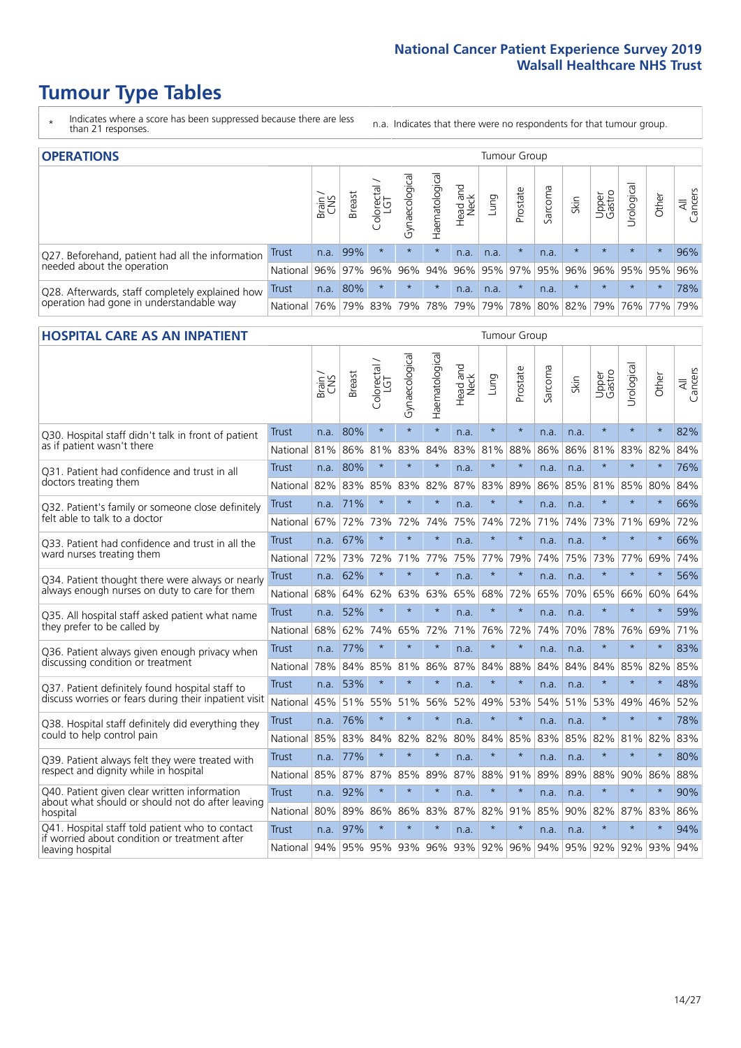# Tumour Type Tables

\* Indicates where a score has been suppressed because there are less than 21 responses.

n.a. Indicates that there were no respondents for that tumour group.

## OPERATIONS

| | | Brain / CNS | Breast | Colorectal / LGT | Gynaecological | Haematological | Head and Neck | Lung | Prostate | Sarcoma | Skin | Upper Gastro | Urological | Other | All Cancers |
|---|---|---|---|---|---|---|---|---|---|---|---|---|---|---|---|
| Q27. Beforehand, patient had all the information needed about the operation | Trust | n.a. | 99% | * | * | * | n.a. | n.a. | * | n.a. | * | * | * | * | 96% |
| | National | 96% | 97% | 96% | 96% | 94% | 96% | 95% | 97% | 95% | 96% | 96% | 95% | 95% | 96% |
| Q28. Afterwards, staff completely explained how operation had gone in understandable way | Trust | n.a. | 80% | * | * | * | n.a. | n.a. | * | n.a. | * | * | * | * | 78% |
| | National | 76% | 79% | 83% | 79% | 78% | 79% | 79% | 78% | 80% | 82% | 79% | 76% | 77% | 79% |

## HOSPITAL CARE AS AN INPATIENT

| | | Brain / CNS | Breast | Colorectal / LGT | Gynaecological | Haematological | Head and Neck | Lung | Prostate | Sarcoma | Skin | Upper Gastro | Urological | Other | All Cancers |
|---|---|---|---|---|---|---|---|---|---|---|---|---|---|---|---|
| Q30. Hospital staff didn't talk in front of patient as if patient wasn't there | Trust | n.a. | 80% | * | * | * | n.a. | * | * | n.a. | n.a. | * | * | * | 82% |
| | National | 81% | 86% | 81% | 83% | 84% | 83% | 81% | 88% | 86% | 86% | 81% | 83% | 82% | 84% |
| Q31. Patient had confidence and trust in all doctors treating them | Trust | n.a. | 80% | * | * | * | n.a. | * | * | n.a. | n.a. | * | * | * | 76% |
| | National | 82% | 83% | 85% | 83% | 82% | 87% | 83% | 89% | 86% | 85% | 81% | 85% | 80% | 84% |
| Q32. Patient's family or someone close definitely felt able to talk to a doctor | Trust | n.a. | 71% | * | * | * | n.a. | * | * | n.a. | n.a. | * | * | * | 66% |
| | National | 67% | 72% | 73% | 72% | 74% | 75% | 74% | 72% | 71% | 74% | 73% | 71% | 69% | 72% |
| Q33. Patient had confidence and trust in all the ward nurses treating them | Trust | n.a. | 67% | * | * | * | n.a. | * | * | n.a. | n.a. | * | * | * | 66% |
| | National | 72% | 73% | 72% | 71% | 77% | 75% | 77% | 79% | 74% | 75% | 73% | 77% | 69% | 74% |
| Q34. Patient thought there were always or nearly always enough nurses on duty to care for them | Trust | n.a. | 62% | * | * | * | n.a. | * | * | n.a. | n.a. | * | * | * | 56% |
| | National | 68% | 64% | 62% | 63% | 63% | 65% | 68% | 72% | 65% | 70% | 65% | 66% | 60% | 64% |
| Q35. All hospital staff asked patient what name they prefer to be called by | Trust | n.a. | 52% | * | * | * | n.a. | * | * | n.a. | n.a. | * | * | * | 59% |
| | National | 68% | 62% | 74% | 65% | 72% | 71% | 76% | 72% | 74% | 70% | 78% | 76% | 69% | 71% |
| Q36. Patient always given enough privacy when discussing condition or treatment | Trust | n.a. | 77% | * | * | * | n.a. | * | * | n.a. | n.a. | * | * | * | 83% |
| | National | 78% | 84% | 85% | 81% | 86% | 87% | 84% | 88% | 84% | 84% | 84% | 85% | 82% | 85% |
| Q37. Patient definitely found hospital staff to discuss worries or fears during their inpatient visit | Trust | n.a. | 53% | * | * | * | n.a. | * | * | n.a. | n.a. | * | * | * | 48% |
| | National | 45% | 51% | 55% | 51% | 56% | 52% | 49% | 53% | 54% | 51% | 53% | 49% | 46% | 52% |
| Q38. Hospital staff definitely did everything they could to help control pain | Trust | n.a. | 76% | * | * | * | n.a. | * | * | n.a. | n.a. | * | * | * | 78% |
| | National | 85% | 83% | 84% | 82% | 82% | 80% | 84% | 85% | 83% | 85% | 82% | 81% | 82% | 83% |
| Q39. Patient always felt they were treated with respect and dignity while in hospital | Trust | n.a. | 77% | * | * | * | n.a. | * | * | n.a. | n.a. | * | * | * | 80% |
| | National | 85% | 87% | 87% | 85% | 89% | 87% | 88% | 91% | 89% | 89% | 88% | 90% | 86% | 88% |
| Q40. Patient given clear written information about what should or should not do after leaving hospital | Trust | n.a. | 92% | * | * | * | n.a. | * | * | n.a. | n.a. | * | * | * | 90% |
| | National | 80% | 89% | 86% | 86% | 83% | 87% | 82% | 91% | 85% | 90% | 82% | 87% | 83% | 86% |
| Q41. Hospital staff told patient who to contact if worried about condition or treatment after leaving hospital | Trust | n.a. | 97% | * | * | * | n.a. | * | * | n.a. | n.a. | * | * | * | 94% |
| | National | 94% | 95% | 95% | 93% | 96% | 93% | 92% | 96% | 94% | 95% | 92% | 92% | 93% | 94% |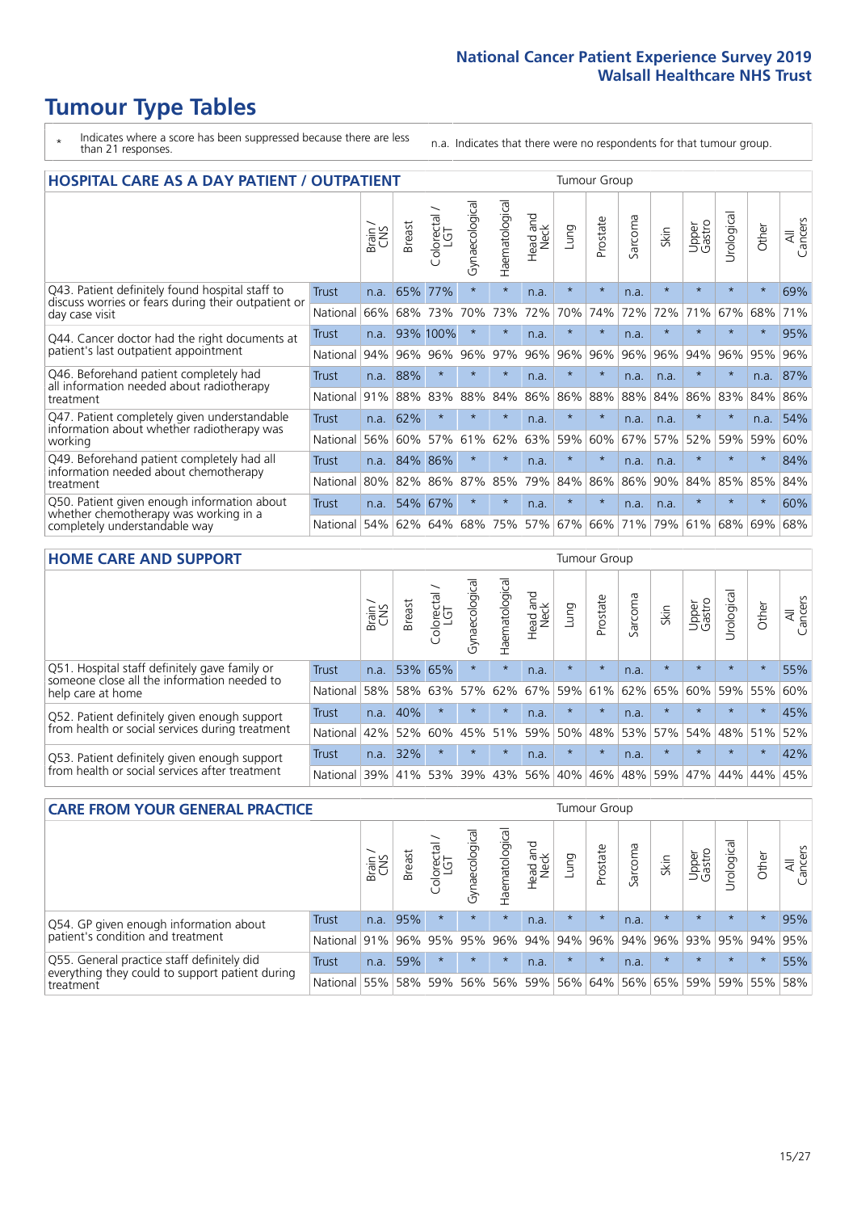# Tumour Type Tables

\* Indicates where a score has been suppressed because there are less than 21 responses.

n.a. Indicates that there were no respondents for that tumour group.

## HOSPITAL CARE AS A DAY PATIENT / OUTPATIENT

| | | Brain / CNS | Breast | Colorectal / LGT | Gynaecological | Haematological | Head and Neck | Lung | Prostate | Sarcoma | Skin | Upper Gastro | Urological | Other | All Cancers |
|---|---|---|---|---|---|---|---|---|---|---|---|---|---|---|---|
| Q43. Patient definitely found hospital staff to discuss worries or fears during their outpatient or day case visit | Trust | n.a. | 65% | 77% | * | * | n.a. | * | * | n.a. | * | * | * | * | 69% |
| | National | 66% | 68% | 73% | 70% | 73% | 72% | 70% | 74% | 72% | 72% | 71% | 67% | 68% | 71% |
| Q44. Cancer doctor had the right documents at patient's last outpatient appointment | Trust | n.a. | 93% | 100% | * | * | n.a. | * | * | n.a. | * | * | * | * | 95% |
| | National | 94% | 96% | 96% | 96% | 97% | 96% | 96% | 96% | 96% | 96% | 94% | 96% | 95% | 96% |
| Q46. Beforehand patient completely had all information needed about radiotherapy treatment | Trust | n.a. | 88% | * | * | * | n.a. | * | * | n.a. | n.a. | * | * | n.a. | 87% |
| | National | 91% | 88% | 83% | 88% | 84% | 86% | 86% | 88% | 88% | 84% | 86% | 83% | 84% | 86% |
| Q47. Patient completely given understandable information about whether radiotherapy was working | Trust | n.a. | 62% | * | * | * | n.a. | * | * | n.a. | n.a. | * | * | n.a. | 54% |
| | National | 56% | 60% | 57% | 61% | 62% | 63% | 59% | 60% | 67% | 57% | 52% | 59% | 59% | 60% |
| Q49. Beforehand patient completely had all information needed about chemotherapy treatment | Trust | n.a. | 84% | 86% | * | * | n.a. | * | * | n.a. | n.a. | * | * | * | 84% |
| | National | 80% | 82% | 86% | 87% | 85% | 79% | 84% | 86% | 86% | 90% | 84% | 85% | 85% | 84% |
| Q50. Patient given enough information about whether chemotherapy was working in a completely understandable way | Trust | n.a. | 54% | 67% | * | * | n.a. | * | * | n.a. | n.a. | * | * | * | 60% |
| | National | 54% | 62% | 64% | 68% | 75% | 57% | 67% | 66% | 71% | 79% | 61% | 68% | 69% | 68% |

## HOME CARE AND SUPPORT

| | | Brain / CNS | Breast | Colorectal / LGT | Gynaecological | Haematological | Head and Neck | Lung | Prostate | Sarcoma | Skin | Upper Gastro | Urological | Other | All Cancers |
|---|---|---|---|---|---|---|---|---|---|---|---|---|---|---|---|
| Q51. Hospital staff definitely gave family or someone close all the information needed to help care at home | Trust | n.a. | 53% | 65% | * | * | n.a. | * | * | n.a. | * | * | * | * | 55% |
| | National | 58% | 58% | 63% | 57% | 62% | 67% | 59% | 61% | 62% | 65% | 60% | 59% | 55% | 60% |
| Q52. Patient definitely given enough support from health or social services during treatment | Trust | n.a. | 40% | * | * | * | n.a. | * | * | n.a. | * | * | * | * | 45% |
| | National | 42% | 52% | 60% | 45% | 51% | 59% | 50% | 48% | 53% | 57% | 54% | 48% | 51% | 52% |
| Q53. Patient definitely given enough support from health or social services after treatment | Trust | n.a. | 32% | * | * | * | n.a. | * | * | n.a. | * | * | * | * | 42% |
| | National | 39% | 41% | 53% | 39% | 43% | 56% | 40% | 46% | 48% | 59% | 47% | 44% | 44% | 45% |

## CARE FROM YOUR GENERAL PRACTICE

| | | Brain / CNS | Breast | Colorectal / LGT | Gynaecological | Haematological | Head and Neck | Lung | Prostate | Sarcoma | Skin | Upper Gastro | Urological | Other | All Cancers |
|---|---|---|---|---|---|---|---|---|---|---|---|---|---|---|---|
| Q54. GP given enough information about patient's condition and treatment | Trust | n.a. | 95% | * | * | * | n.a. | * | * | n.a. | * | * | * | * | 95% |
| | National | 91% | 96% | 95% | 95% | 96% | 94% | 94% | 96% | 94% | 96% | 93% | 95% | 94% | 95% |
| Q55. General practice staff definitely did everything they could to support patient during treatment | Trust | n.a. | 59% | * | * | * | n.a. | * | * | n.a. | * | * | * | * | 55% |
| | National | 55% | 58% | 59% | 56% | 56% | 59% | 56% | 64% | 56% | 65% | 59% | 59% | 55% | 58% |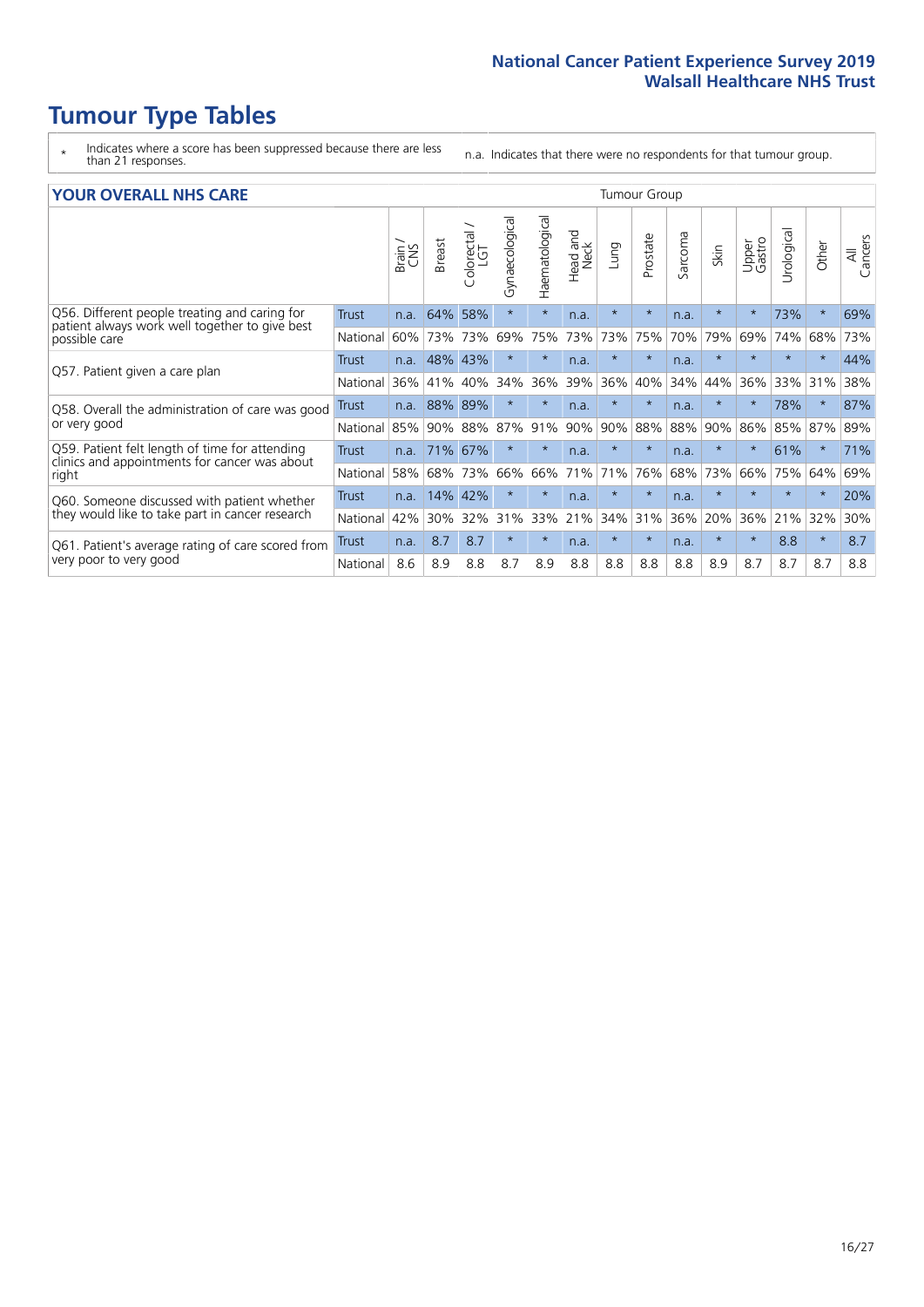# Tumour Type Tables

\* Indicates where a score has been suppressed because there are less than 21 responses.

n.a. Indicates that there were no respondents for that tumour group.

## YOUR OVERALL NHS CARE

| | | Brain / CNS | Breast | Colorectal / LGT | Gynaecological | Haematological | Head and Neck | Lung | Prostate | Sarcoma | Skin | Upper Gastro | Urological | Other | All Cancers |
|---|---|---|---|---|---|---|---|---|---|---|---|---|---|---|---|
| Q56. Different people treating and caring for patient always work well together to give best possible care | Trust | n.a. | 64% | 58% | * | * | n.a. | * | * | n.a. | * | * | 73% | * | 69% |
| | National | 60% | 73% | 73% | 69% | 75% | 73% | 73% | 75% | 70% | 79% | 69% | 74% | 68% | 73% |
| Q57. Patient given a care plan | Trust | n.a. | 48% | 43% | * | * | n.a. | * | * | n.a. | * | * | * | * | 44% |
| | National | 36% | 41% | 40% | 34% | 36% | 39% | 36% | 40% | 34% | 44% | 36% | 33% | 31% | 38% |
| Q58. Overall the administration of care was good or very good | Trust | n.a. | 88% | 89% | * | * | n.a. | * | * | n.a. | * | * | 78% | * | 87% |
| | National | 85% | 90% | 88% | 87% | 91% | 90% | 90% | 88% | 88% | 90% | 86% | 85% | 87% | 89% |
| Q59. Patient felt length of time for attending clinics and appointments for cancer was about right | Trust | n.a. | 71% | 67% | * | * | n.a. | * | * | n.a. | * | * | 61% | * | 71% |
| | National | 58% | 68% | 73% | 66% | 66% | 71% | 71% | 76% | 68% | 73% | 66% | 75% | 64% | 69% |
| Q60. Someone discussed with patient whether they would like to take part in cancer research | Trust | n.a. | 14% | 42% | * | * | n.a. | * | * | n.a. | * | * | * | * | 20% |
| | National | 42% | 30% | 32% | 31% | 33% | 21% | 34% | 31% | 36% | 20% | 36% | 21% | 32% | 30% |
| Q61. Patient's average rating of care scored from very poor to very good | Trust | n.a. | 8.7 | 8.7 | * | * | n.a. | * | * | n.a. | * | * | 8.8 | * | 8.7 |
| | National | 8.6 | 8.9 | 8.8 | 8.7 | 8.9 | 8.8 | 8.8 | 8.8 | 8.8 | 8.9 | 8.7 | 8.7 | 8.7 | 8.8 |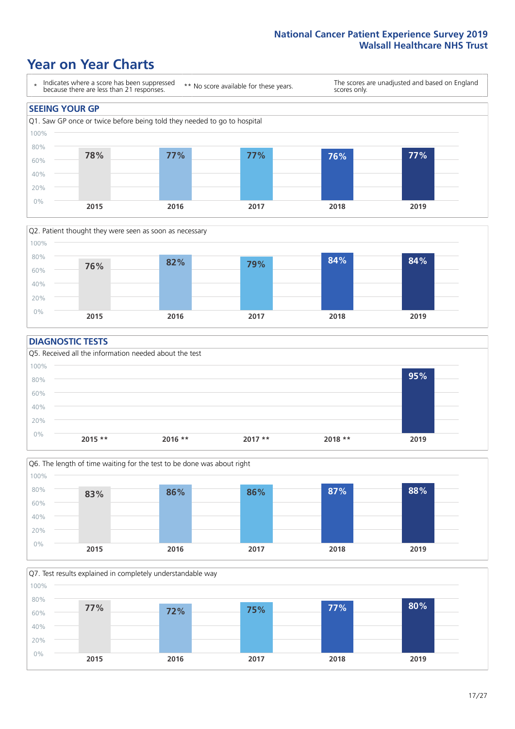# Year on Year Charts

\* Indicates where a score has been suppressed because there are less than 21 responses.

** No score available for these years.

The scores are unadjusted and based on England scores only.

## SEEING YOUR GP

Q1. Saw GP once or twice before being told they needed to go to hospital

| 2015 | 2016 | 2017 | 2018 | 2019 |
|---|---|---|---|---|
| 78% | 77% | 77% | 76% | 77% |

Q2. Patient thought they were seen as soon as necessary

| 2015 | 2016 | 2017 | 2018 | 2019 |
|---|---|---|---|---|
| 76% | 82% | 79% | 84% | 84% |

## DIAGNOSTIC TESTS

Q5. Received all the information needed about the test

| 2015 ** | 2016 ** | 2017 ** | 2018 ** | 2019 |
|---|---|---|---|---|
| | | | | 95% |

Q6. The length of time waiting for the test to be done was about right

| 2015 | 2016 | 2017 | 2018 | 2019 |
|---|---|---|---|---|
| 83% | 86% | 86% | 87% | 88% |

Q7. Test results explained in completely understandable way

| 2015 | 2016 | 2017 | 2018 | 2019 |
|---|---|---|---|---|
| 77% | 72% | 75% | 77% | 80% |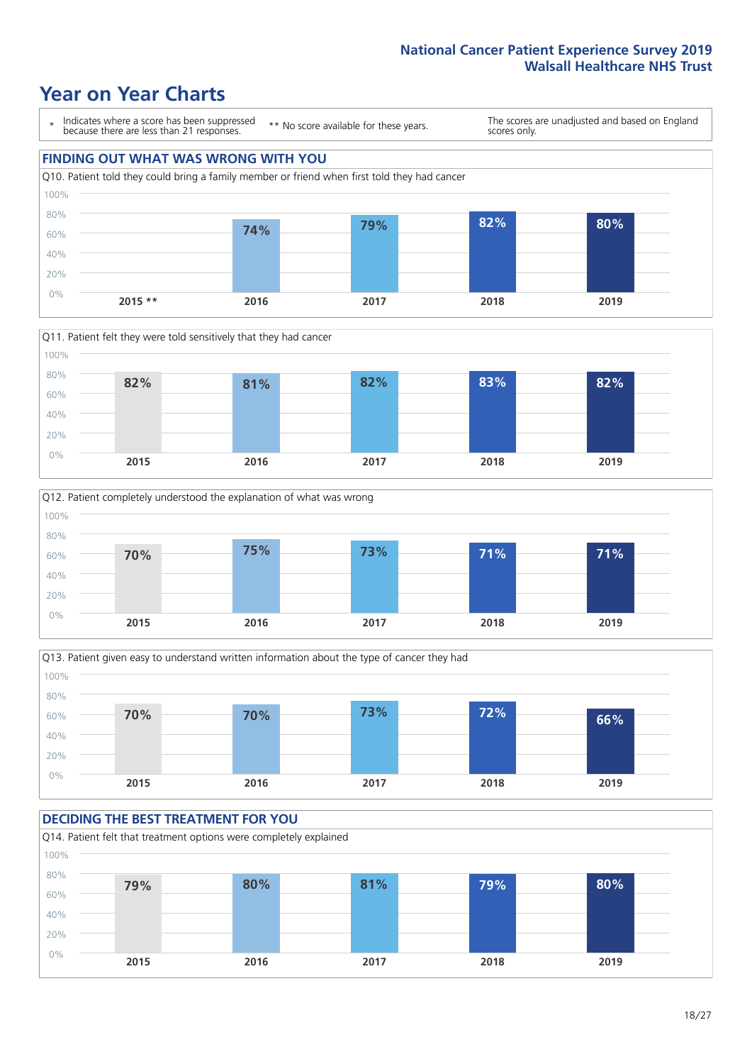# Year on Year Charts

| * Indicates where a score has been suppressed because there are less than 21 responses. | ** No score available for these years. | The scores are unadjusted and based on England scores only. |
|---|---|---|

## FINDING OUT WHAT WAS WRONG WITH YOU

Q10. Patient told they could bring a family member or friend when first told they had cancer

| 2015 ** | 2016 | 2017 | 2018 | 2019 |
|---|---|---|---|---|
| | 74% | 79% | 82% | 80% |

Q11. Patient felt they were told sensitively that they had cancer

| 2015 | 2016 | 2017 | 2018 | 2019 |
|---|---|---|---|---|
| 82% | 81% | 82% | 83% | 82% |

Q12. Patient completely understood the explanation of what was wrong

| 2015 | 2016 | 2017 | 2018 | 2019 |
|---|---|---|---|---|
| 70% | 75% | 73% | 71% | 71% |

Q13. Patient given easy to understand written information about the type of cancer they had

| 2015 | 2016 | 2017 | 2018 | 2019 |
|---|---|---|---|---|
| 70% | 70% | 73% | 72% | 66% |

## DECIDING THE BEST TREATMENT FOR YOU

Q14. Patient felt that treatment options were completely explained

| 2015 | 2016 | 2017 | 2018 | 2019 |
|---|---|---|---|---|
| 79% | 80% | 81% | 79% | 80% |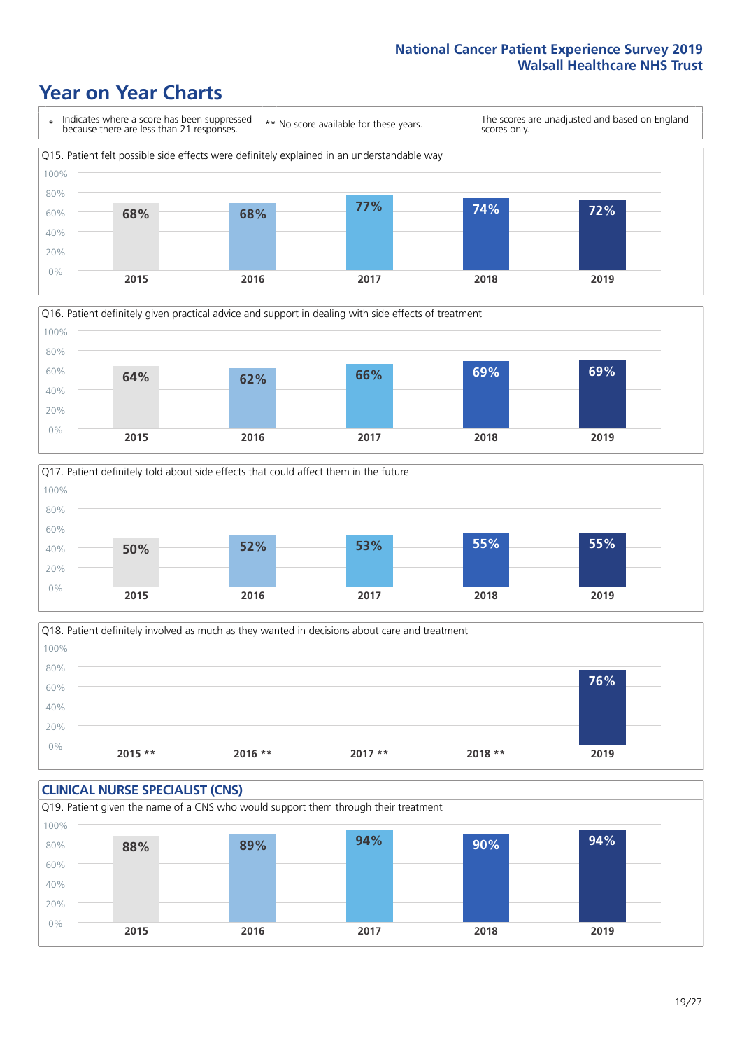# Year on Year Charts

\* Indicates where a score has been suppressed because there are less than 21 responses. ** No score available for these years. The scores are unadjusted and based on England scores only.

Q15. Patient felt possible side effects were definitely explained in an understandable way

| 2015 | 2016 | 2017 | 2018 | 2019 |
|---|---|---|---|---|
| 68% | 68% | 77% | 74% | 72% |

Q16. Patient definitely given practical advice and support in dealing with side effects of treatment

| 2015 | 2016 | 2017 | 2018 | 2019 |
|---|---|---|---|---|
| 64% | 62% | 66% | 69% | 69% |

Q17. Patient definitely told about side effects that could affect them in the future

| 2015 | 2016 | 2017 | 2018 | 2019 |
|---|---|---|---|---|
| 50% | 52% | 53% | 55% | 55% |

Q18. Patient definitely involved as much as they wanted in decisions about care and treatment

| 2015 ** | 2016 ** | 2017 ** | 2018 ** | 2019 |
|---|---|---|---|---|
| | | | | 76% |

## CLINICAL NURSE SPECIALIST (CNS)

Q19. Patient given the name of a CNS who would support them through their treatment

| 2015 | 2016 | 2017 | 2018 | 2019 |
|---|---|---|---|---|
| 88% | 89% | 94% | 90% | 94% |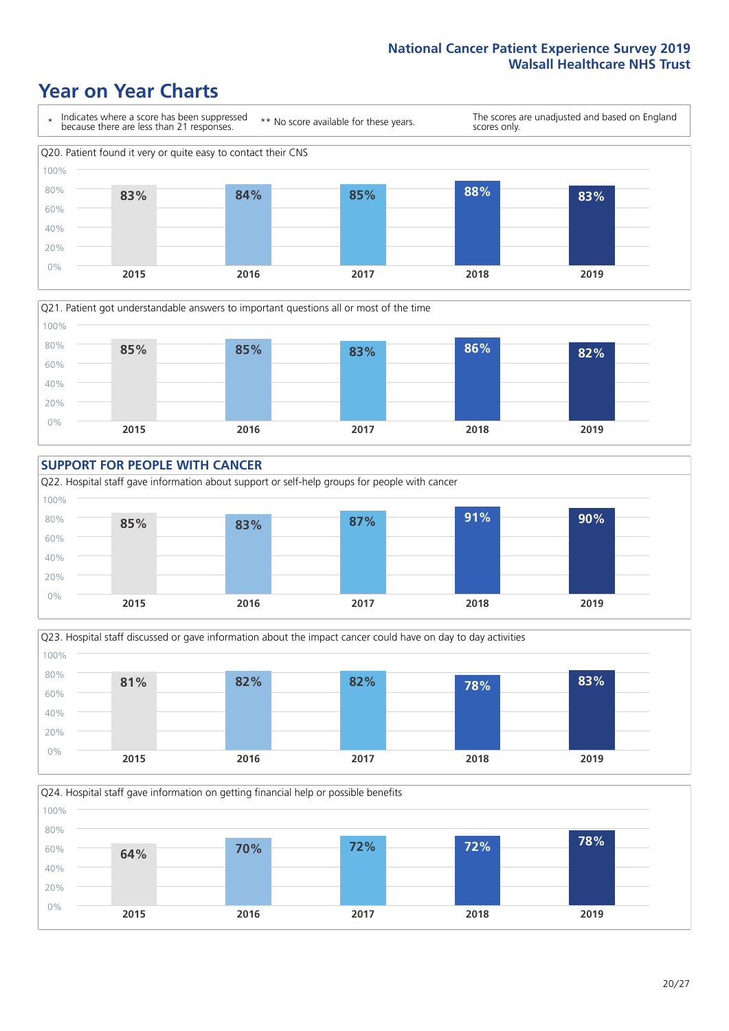# Year on Year Charts

\* Indicates where a score has been suppressed because there are less than 21 responses.

** No score available for these years.

The scores are unadjusted and based on England scores only.

Q20. Patient found it very or quite easy to contact their CNS

| 2015 | 2016 | 2017 | 2018 | 2019 |
|---|---|---|---|---|
| 83% | 84% | 85% | 88% | 83% |

Q21. Patient got understandable answers to important questions all or most of the time

| 2015 | 2016 | 2017 | 2018 | 2019 |
|---|---|---|---|---|
| 85% | 85% | 83% | 86% | 82% |

## SUPPORT FOR PEOPLE WITH CANCER

Q22. Hospital staff gave information about support or self-help groups for people with cancer

| 2015 | 2016 | 2017 | 2018 | 2019 |
|---|---|---|---|---|
| 85% | 83% | 87% | 91% | 90% |

Q23. Hospital staff discussed or gave information about the impact cancer could have on day to day activities

| 2015 | 2016 | 2017 | 2018 | 2019 |
|---|---|---|---|---|
| 81% | 82% | 82% | 78% | 83% |

Q24. Hospital staff gave information on getting financial help or possible benefits

| 2015 | 2016 | 2017 | 2018 | 2019 |
|---|---|---|---|---|
| 64% | 70% | 72% | 72% | 78% |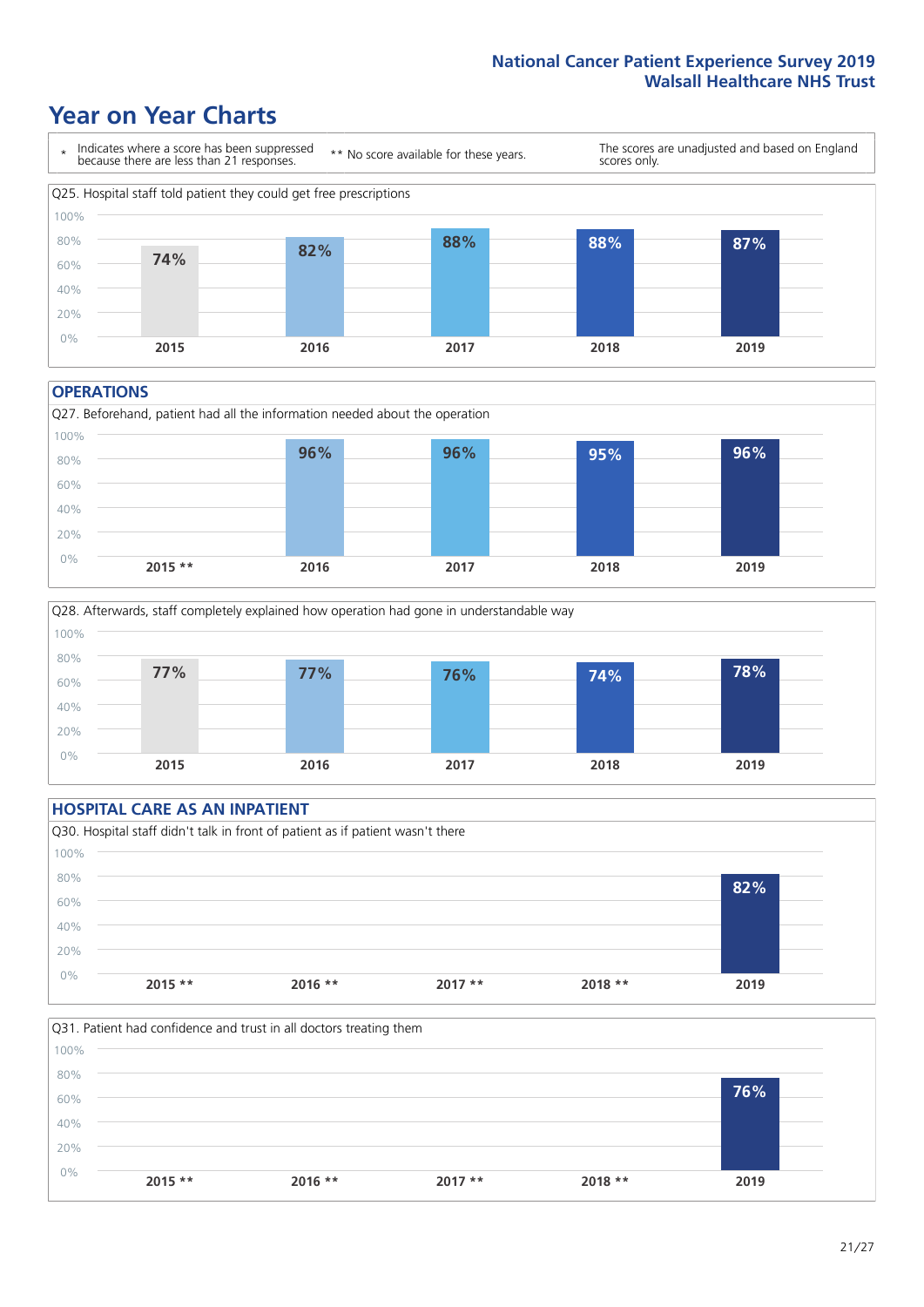# Year on Year Charts

\* Indicates where a score has been suppressed because there are less than 21 responses.

\*\* No score available for these years.

The scores are unadjusted and based on England scores only.

Q25. Hospital staff told patient they could get free prescriptions

| 2015 | 2016 | 2017 | 2018 | 2019 |
|---|---|---|---|---|
| 74% | 82% | 88% | 88% | 87% |

## OPERATIONS

Q27. Beforehand, patient had all the information needed about the operation

| 2015 ** | 2016 | 2017 | 2018 | 2019 |
|---|---|---|---|---|
| | 96% | 96% | 95% | 96% |

Q28. Afterwards, staff completely explained how operation had gone in understandable way

| 2015 | 2016 | 2017 | 2018 | 2019 |
|---|---|---|---|---|
| 77% | 77% | 76% | 74% | 78% |

## HOSPITAL CARE AS AN INPATIENT

Q30. Hospital staff didn't talk in front of patient as if patient wasn't there

| 2015 ** | 2016 ** | 2017 ** | 2018 ** | 2019 |
|---|---|---|---|---|
| | | | | 82% |

Q31. Patient had confidence and trust in all doctors treating them

| 2015 ** | 2016 ** | 2017 ** | 2018 ** | 2019 |
|---|---|---|---|---|
| | | | | 76% |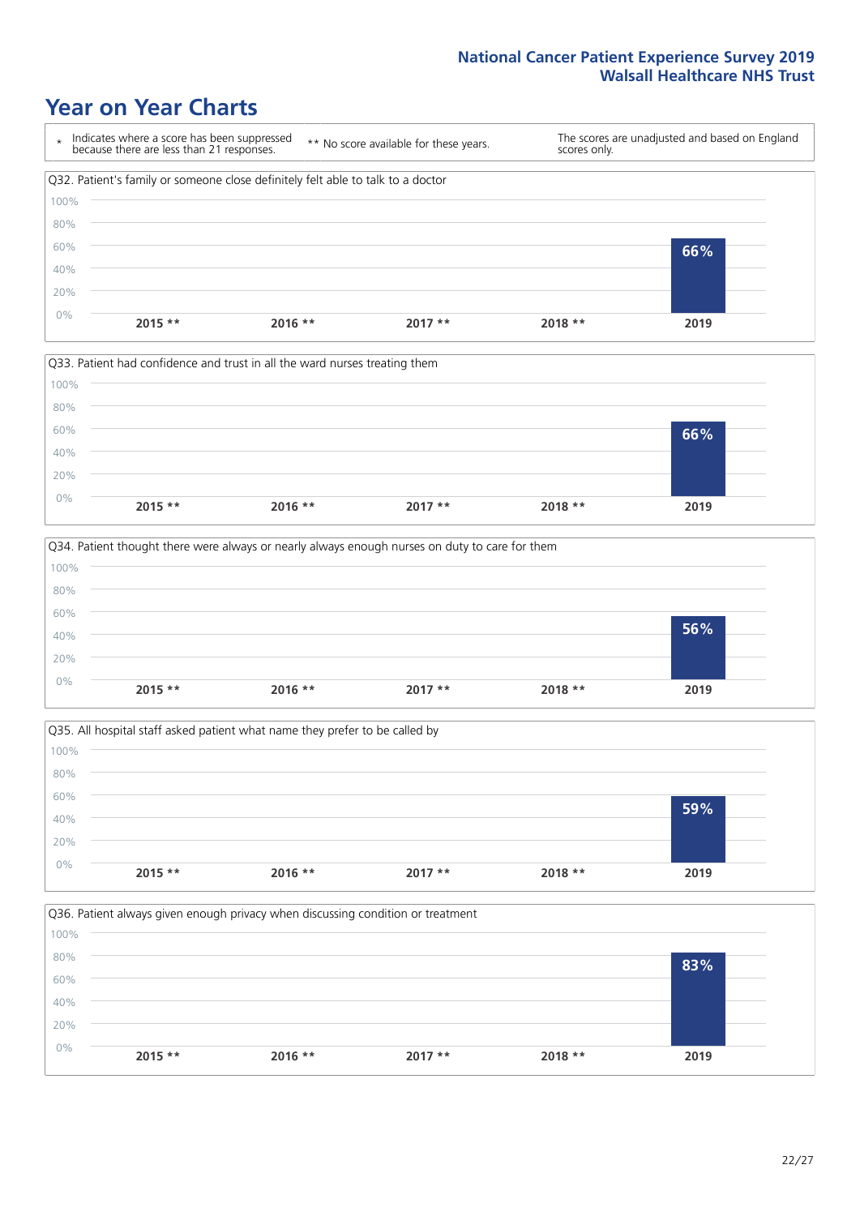# Year on Year Charts

\* Indicates where a score has been suppressed because there are less than 21 responses.

** No score available for these years.

The scores are unadjusted and based on England scores only.

Q32. Patient's family or someone close definitely felt able to talk to a doctor

| 2015 ** | 2016 ** | 2017 ** | 2018 ** | 2019 |
|---|---|---|---|---|
| | | | | 66% |

Q33. Patient had confidence and trust in all the ward nurses treating them

| 2015 ** | 2016 ** | 2017 ** | 2018 ** | 2019 |
|---|---|---|---|---|
| | | | | 66% |

Q34. Patient thought there were always or nearly always enough nurses on duty to care for them

| 2015 ** | 2016 ** | 2017 ** | 2018 ** | 2019 |
|---|---|---|---|---|
| | | | | 56% |

Q35. All hospital staff asked patient what name they prefer to be called by

| 2015 ** | 2016 ** | 2017 ** | 2018 ** | 2019 |
|---|---|---|---|---|
| | | | | 59% |

Q36. Patient always given enough privacy when discussing condition or treatment

| 2015 ** | 2016 ** | 2017 ** | 2018 ** | 2019 |
|---|---|---|---|---|
| | | | | 83% |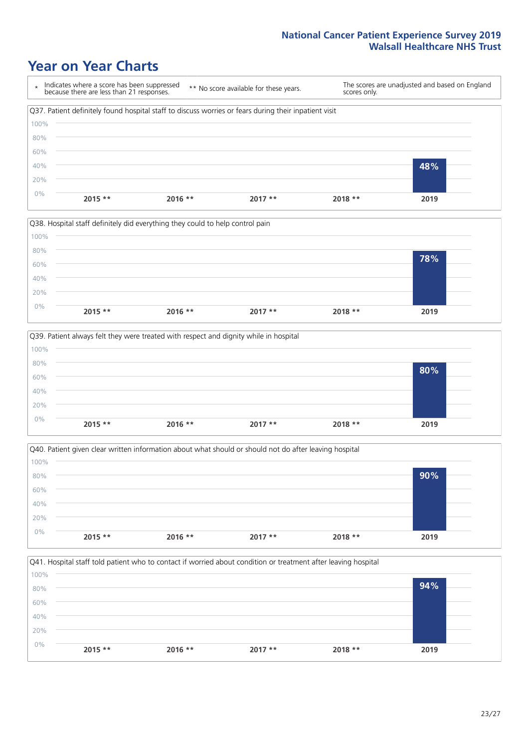# Year on Year Charts

| * Indicates where a score has been suppressed because there are less than 21 responses. | ** No score available for these years. | The scores are unadjusted and based on England scores only. |
|---|---|---|

Q37. Patient definitely found hospital staff to discuss worries or fears during their inpatient visit

| 2015 ** | 2016 ** | 2017 ** | 2018 ** | 2019 |
|---|---|---|---|---|
| | | | | 48% |

Q38. Hospital staff definitely did everything they could to help control pain

| 2015 ** | 2016 ** | 2017 ** | 2018 ** | 2019 |
|---|---|---|---|---|
| | | | | 78% |

Q39. Patient always felt they were treated with respect and dignity while in hospital

| 2015 ** | 2016 ** | 2017 ** | 2018 ** | 2019 |
|---|---|---|---|---|
| | | | | 80% |

Q40. Patient given clear written information about what should or should not do after leaving hospital

| 2015 ** | 2016 ** | 2017 ** | 2018 ** | 2019 |
|---|---|---|---|---|
| | | | | 90% |

Q41. Hospital staff told patient who to contact if worried about condition or treatment after leaving hospital

| 2015 ** | 2016 ** | 2017 ** | 2018 ** | 2019 |
|---|---|---|---|---|
| | | | | 94% |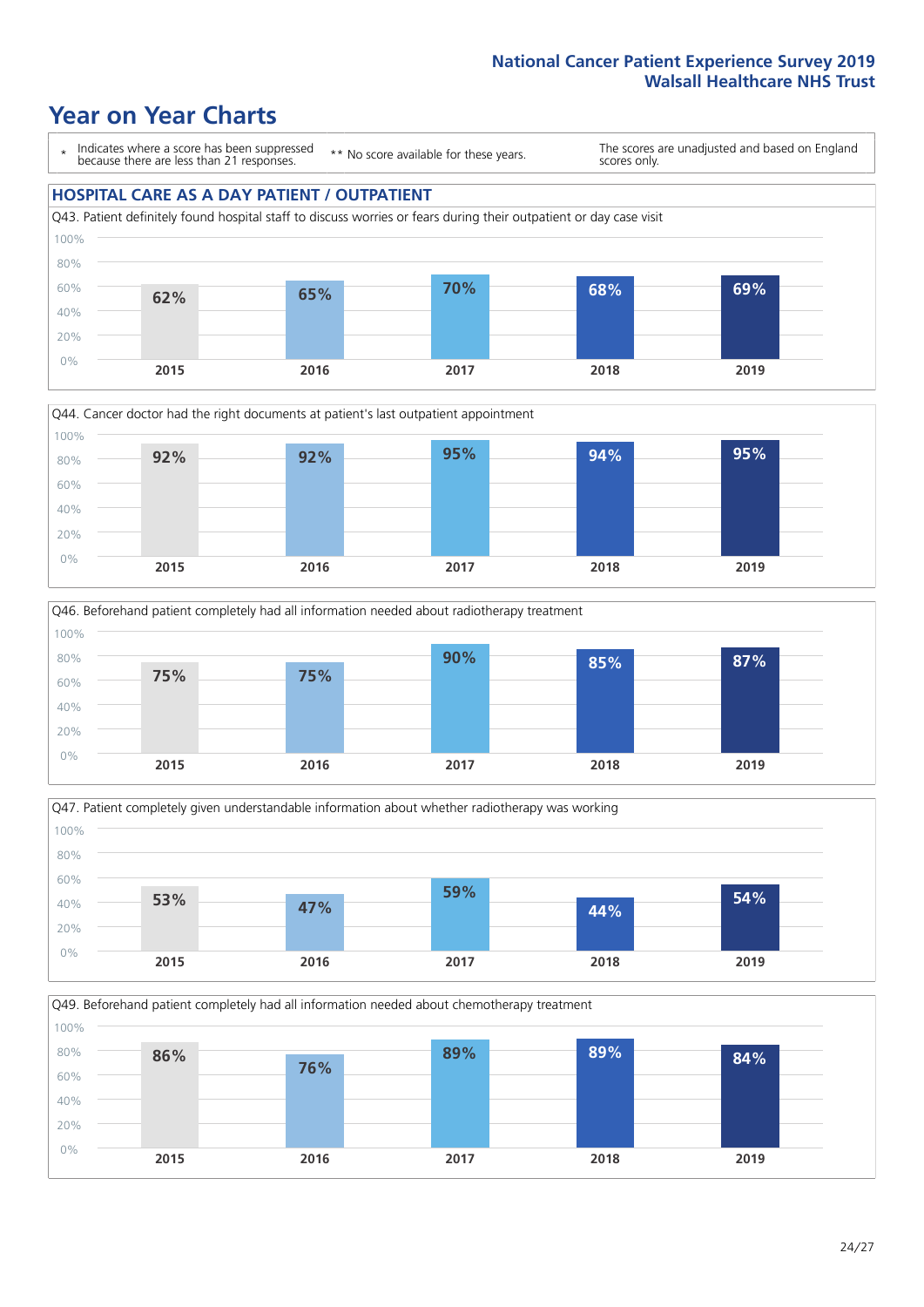# Year on Year Charts

\* Indicates where a score has been suppressed because there are less than 21 responses.

\*\* No score available for these years.

The scores are unadjusted and based on England scores only.

## HOSPITAL CARE AS A DAY PATIENT / OUTPATIENT

Q43. Patient definitely found hospital staff to discuss worries or fears during their outpatient or day case visit

| 2015 | 2016 | 2017 | 2018 | 2019 |
|---|---|---|---|---|
| 62% | 65% | 70% | 68% | 69% |

Q44. Cancer doctor had the right documents at patient's last outpatient appointment

| 2015 | 2016 | 2017 | 2018 | 2019 |
|---|---|---|---|---|
| 92% | 92% | 95% | 94% | 95% |

Q46. Beforehand patient completely had all information needed about radiotherapy treatment

| 2015 | 2016 | 2017 | 2018 | 2019 |
|---|---|---|---|---|
| 75% | 75% | 90% | 85% | 87% |

Q47. Patient completely given understandable information about whether radiotherapy was working

| 2015 | 2016 | 2017 | 2018 | 2019 |
|---|---|---|---|---|
| 53% | 47% | 59% | 44% | 54% |

Q49. Beforehand patient completely had all information needed about chemotherapy treatment

| 2015 | 2016 | 2017 | 2018 | 2019 |
|---|---|---|---|---|
| 86% | 76% | 89% | 89% | 84% |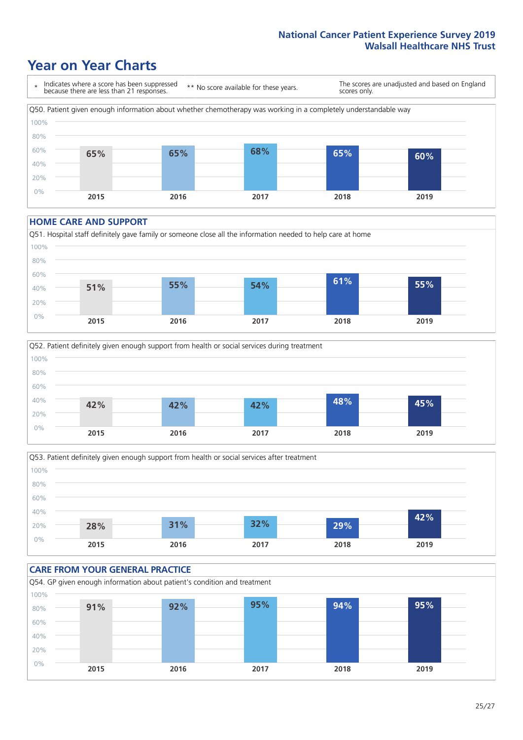# Year on Year Charts

| * Indicates where a score has been suppressed because there are less than 21 responses. | ** No score available for these years. | The scores are unadjusted and based on England scores only. |
|---|---|---|

Q50. Patient given enough information about whether chemotherapy was working in a completely understandable way

| 2015 | 2016 | 2017 | 2018 | 2019 |
|---|---|---|---|---|
| 65% | 65% | 68% | 65% | 60% |

## HOME CARE AND SUPPORT

Q51. Hospital staff definitely gave family or someone close all the information needed to help care at home

| 2015 | 2016 | 2017 | 2018 | 2019 |
|---|---|---|---|---|
| 51% | 55% | 54% | 61% | 55% |

Q52. Patient definitely given enough support from health or social services during treatment

| 2015 | 2016 | 2017 | 2018 | 2019 |
|---|---|---|---|---|
| 42% | 42% | 42% | 48% | 45% |

Q53. Patient definitely given enough support from health or social services after treatment

| 2015 | 2016 | 2017 | 2018 | 2019 |
|---|---|---|---|---|
| 28% | 31% | 32% | 29% | 42% |

## CARE FROM YOUR GENERAL PRACTICE

Q54. GP given enough information about patient's condition and treatment

| 2015 | 2016 | 2017 | 2018 | 2019 |
|---|---|---|---|---|
| 91% | 92% | 95% | 94% | 95% |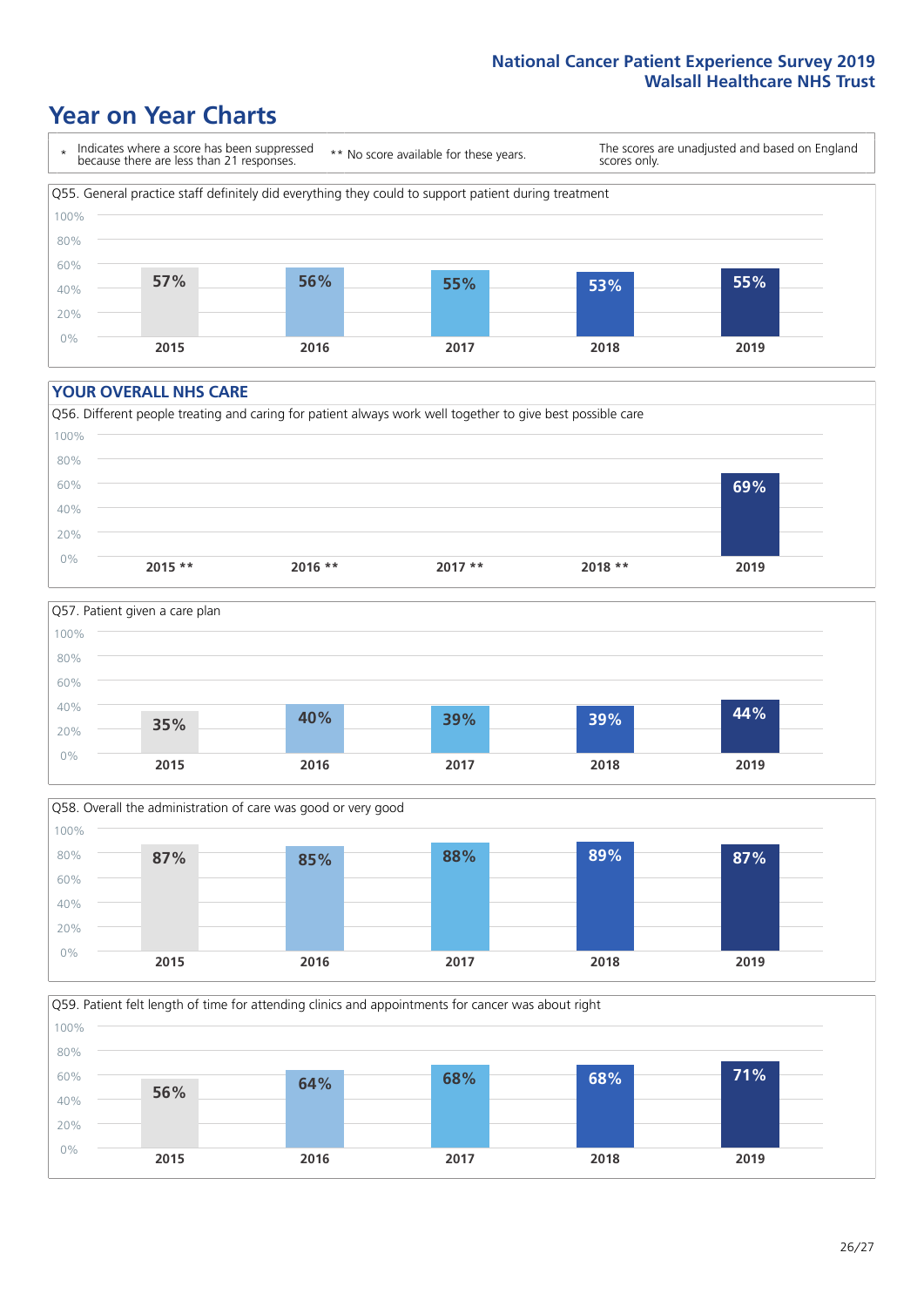# Year on Year Charts

\* Indicates where a score has been suppressed because there are less than 21 responses.

\*\* No score available for these years.

The scores are unadjusted and based on England scores only.

Q55. General practice staff definitely did everything they could to support patient during treatment

| 2015 | 2016 | 2017 | 2018 | 2019 |
|---|---|---|---|---|
| 57% | 56% | 55% | 53% | 55% |

## YOUR OVERALL NHS CARE

Q56. Different people treating and caring for patient always work well together to give best possible care

| 2015 ** | 2016 ** | 2017 ** | 2018 ** | 2019 |
|---|---|---|---|---|
| | | | | 69% |

Q57. Patient given a care plan

| 2015 | 2016 | 2017 | 2018 | 2019 |
|---|---|---|---|---|
| 35% | 40% | 39% | 39% | 44% |

Q58. Overall the administration of care was good or very good

| 2015 | 2016 | 2017 | 2018 | 2019 |
|---|---|---|---|---|
| 87% | 85% | 88% | 89% | 87% |

Q59. Patient felt length of time for attending clinics and appointments for cancer was about right

| 2015 | 2016 | 2017 | 2018 | 2019 |
|---|---|---|---|---|
| 56% | 64% | 68% | 68% | 71% |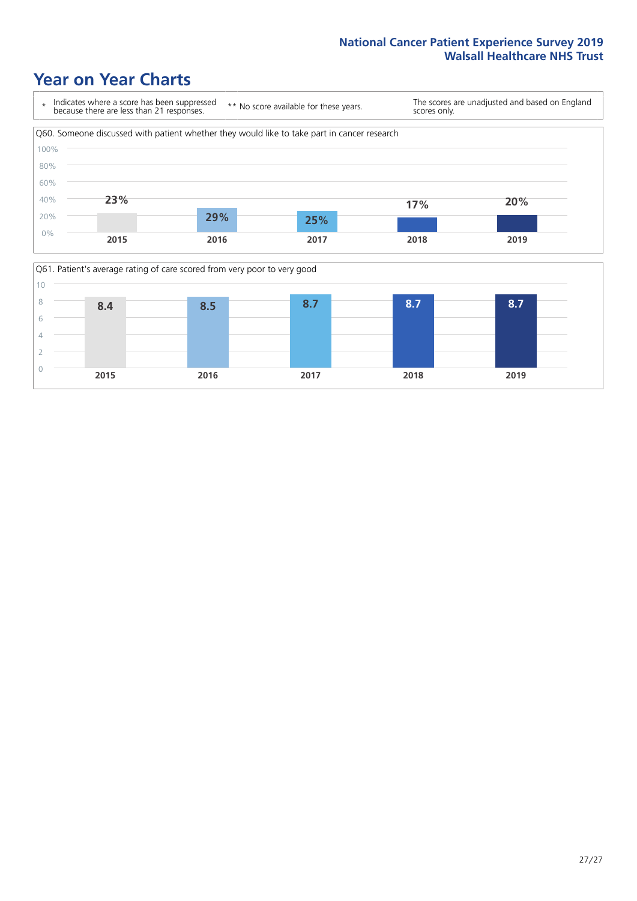National Cancer Patient Experience Survey 2019
Walsall Healthcare NHS Trust

# Year on Year Charts

\* Indicates where a score has been suppressed because there are less than 21 responses.

** No score available for these years.

The scores are unadjusted and based on England scores only.

Q60. Someone discussed with patient whether they would like to take part in cancer research

100%
80%
60%
40%
20%
0%

23%
2015

29%
2016

25%
2017

17%
2018

20%
2019

Q61. Patient's average rating of care scored from very poor to very good

10
8
6
4
2
0

8.4
2015

8.5
2016

8.7
2017

8.7
2018

8.7
2019